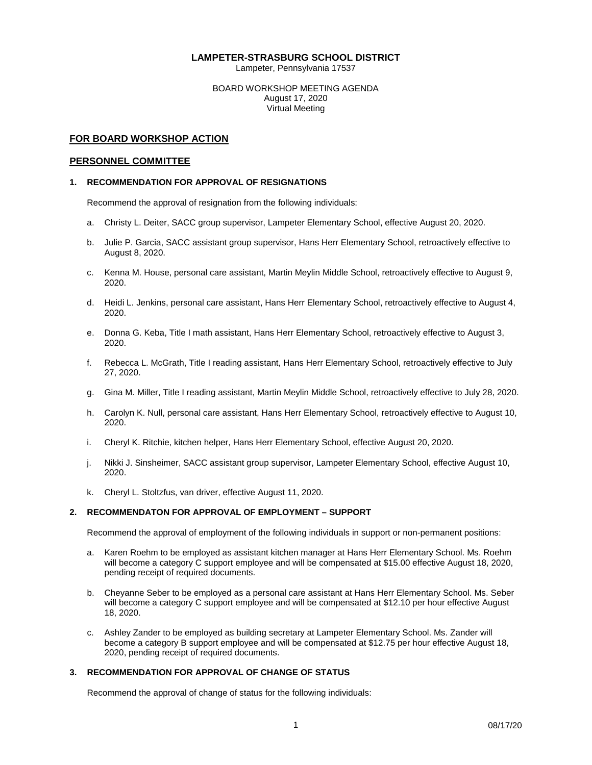# LAMPETER-STRASBURG SCHOOL DISTRICT

Lampeter, Pennsylvania 17537

BOARD WORKSHOP MEETING AGENDA
August 17, 2020
Virtual Meeting

## FOR BOARD WORKSHOP ACTION

## PERSONNEL COMMITTEE

### 1. RECOMMENDATION FOR APPROVAL OF RESIGNATIONS

Recommend the approval of resignation from the following individuals:

a. Christy L. Deiter, SACC group supervisor, Lampeter Elementary School, effective August 20, 2020.

b. Julie P. Garcia, SACC assistant group supervisor, Hans Herr Elementary School, retroactively effective to August 8, 2020.

c. Kenna M. House, personal care assistant, Martin Meylin Middle School, retroactively effective to August 9, 2020.

d. Heidi L. Jenkins, personal care assistant, Hans Herr Elementary School, retroactively effective to August 4, 2020.

e. Donna G. Keba, Title I math assistant, Hans Herr Elementary School, retroactively effective to August 3, 2020.

f. Rebecca L. McGrath, Title I reading assistant, Hans Herr Elementary School, retroactively effective to July 27, 2020.

g. Gina M. Miller, Title I reading assistant, Martin Meylin Middle School, retroactively effective to July 28, 2020.

h. Carolyn K. Null, personal care assistant, Hans Herr Elementary School, retroactively effective to August 10, 2020.

i. Cheryl K. Ritchie, kitchen helper, Hans Herr Elementary School, effective August 20, 2020.

j. Nikki J. Sinsheimer, SACC assistant group supervisor, Lampeter Elementary School, effective August 10, 2020.

k. Cheryl L. Stoltzfus, van driver, effective August 11, 2020.

### 2. RECOMMENDATON FOR APPROVAL OF EMPLOYMENT – SUPPORT

Recommend the approval of employment of the following individuals in support or non-permanent positions:

a. Karen Roehm to be employed as assistant kitchen manager at Hans Herr Elementary School. Ms. Roehm will become a category C support employee and will be compensated at $15.00 effective August 18, 2020, pending receipt of required documents.

b. Cheyanne Seber to be employed as a personal care assistant at Hans Herr Elementary School. Ms. Seber will become a category C support employee and will be compensated at $12.10 per hour effective August 18, 2020.

c. Ashley Zander to be employed as building secretary at Lampeter Elementary School. Ms. Zander will become a category B support employee and will be compensated at $12.75 per hour effective August 18, 2020, pending receipt of required documents.

### 3. RECOMMENDATION FOR APPROVAL OF CHANGE OF STATUS

Recommend the approval of change of status for the following individuals: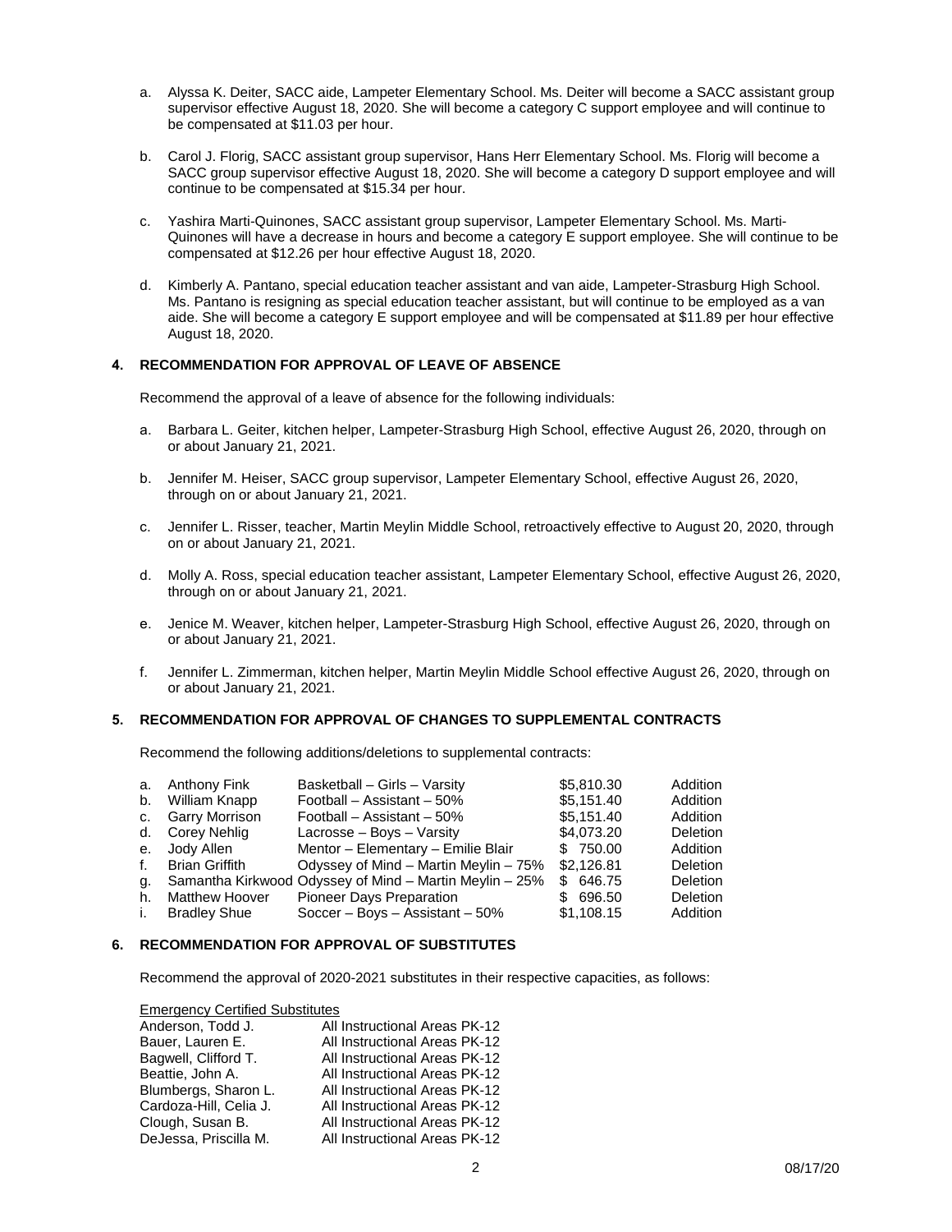a. Alyssa K. Deiter, SACC aide, Lampeter Elementary School. Ms. Deiter will become a SACC assistant group supervisor effective August 18, 2020. She will become a category C support employee and will continue to be compensated at $11.03 per hour.

b. Carol J. Florig, SACC assistant group supervisor, Hans Herr Elementary School. Ms. Florig will become a SACC group supervisor effective August 18, 2020. She will become a category D support employee and will continue to be compensated at $15.34 per hour.

c. Yashira Marti-Quinones, SACC assistant group supervisor, Lampeter Elementary School. Ms. Marti-Quinones will have a decrease in hours and become a category E support employee. She will continue to be compensated at $12.26 per hour effective August 18, 2020.

d. Kimberly A. Pantano, special education teacher assistant and van aide, Lampeter-Strasburg High School. Ms. Pantano is resigning as special education teacher assistant, but will continue to be employed as a van aide. She will become a category E support employee and will be compensated at $11.89 per hour effective August 18, 2020.

### 4. RECOMMENDATION FOR APPROVAL OF LEAVE OF ABSENCE

Recommend the approval of a leave of absence for the following individuals:

a. Barbara L. Geiter, kitchen helper, Lampeter-Strasburg High School, effective August 26, 2020, through on or about January 21, 2021.

b. Jennifer M. Heiser, SACC group supervisor, Lampeter Elementary School, effective August 26, 2020, through on or about January 21, 2021.

c. Jennifer L. Risser, teacher, Martin Meylin Middle School, retroactively effective to August 20, 2020, through on or about January 21, 2021.

d. Molly A. Ross, special education teacher assistant, Lampeter Elementary School, effective August 26, 2020, through on or about January 21, 2021.

e. Jenice M. Weaver, kitchen helper, Lampeter-Strasburg High School, effective August 26, 2020, through on or about January 21, 2021.

f. Jennifer L. Zimmerman, kitchen helper, Martin Meylin Middle School effective August 26, 2020, through on or about January 21, 2021.

### 5. RECOMMENDATION FOR APPROVAL OF CHANGES TO SUPPLEMENTAL CONTRACTS

Recommend the following additions/deletions to supplemental contracts:

| | Name | Contract | Amount | Change |
|---|---|---|---|---|
| a. | Anthony Fink | Basketball – Girls – Varsity | $5,810.30 | Addition |
| b. | William Knapp | Football – Assistant – 50% | $5,151.40 | Addition |
| c. | Garry Morrison | Football – Assistant – 50% | $5,151.40 | Addition |
| d. | Corey Nehlig | Lacrosse – Boys – Varsity | $4,073.20 | Deletion |
| e. | Jody Allen | Mentor – Elementary – Emilie Blair | $ 750.00 | Addition |
| f. | Brian Griffith | Odyssey of Mind – Martin Meylin – 75% | $2,126.81 | Deletion |
| g. | Samantha Kirkwood | Odyssey of Mind – Martin Meylin – 25% | $ 646.75 | Deletion |
| h. | Matthew Hoover | Pioneer Days Preparation | $ 696.50 | Deletion |
| i. | Bradley Shue | Soccer – Boys – Assistant – 50% | $1,108.15 | Addition |

### 6. RECOMMENDATION FOR APPROVAL OF SUBSTITUTES

Recommend the approval of 2020-2021 substitutes in their respective capacities, as follows:

<u>Emergency Certified Substitutes</u>

| | |
|---|---|
| Anderson, Todd J. | All Instructional Areas PK-12 |
| Bauer, Lauren E. | All Instructional Areas PK-12 |
| Bagwell, Clifford T. | All Instructional Areas PK-12 |
| Beattie, John A. | All Instructional Areas PK-12 |
| Blumbergs, Sharon L. | All Instructional Areas PK-12 |
| Cardoza-Hill, Celia J. | All Instructional Areas PK-12 |
| Clough, Susan B. | All Instructional Areas PK-12 |
| DeJessa, Priscilla M. | All Instructional Areas PK-12 |

08/17/20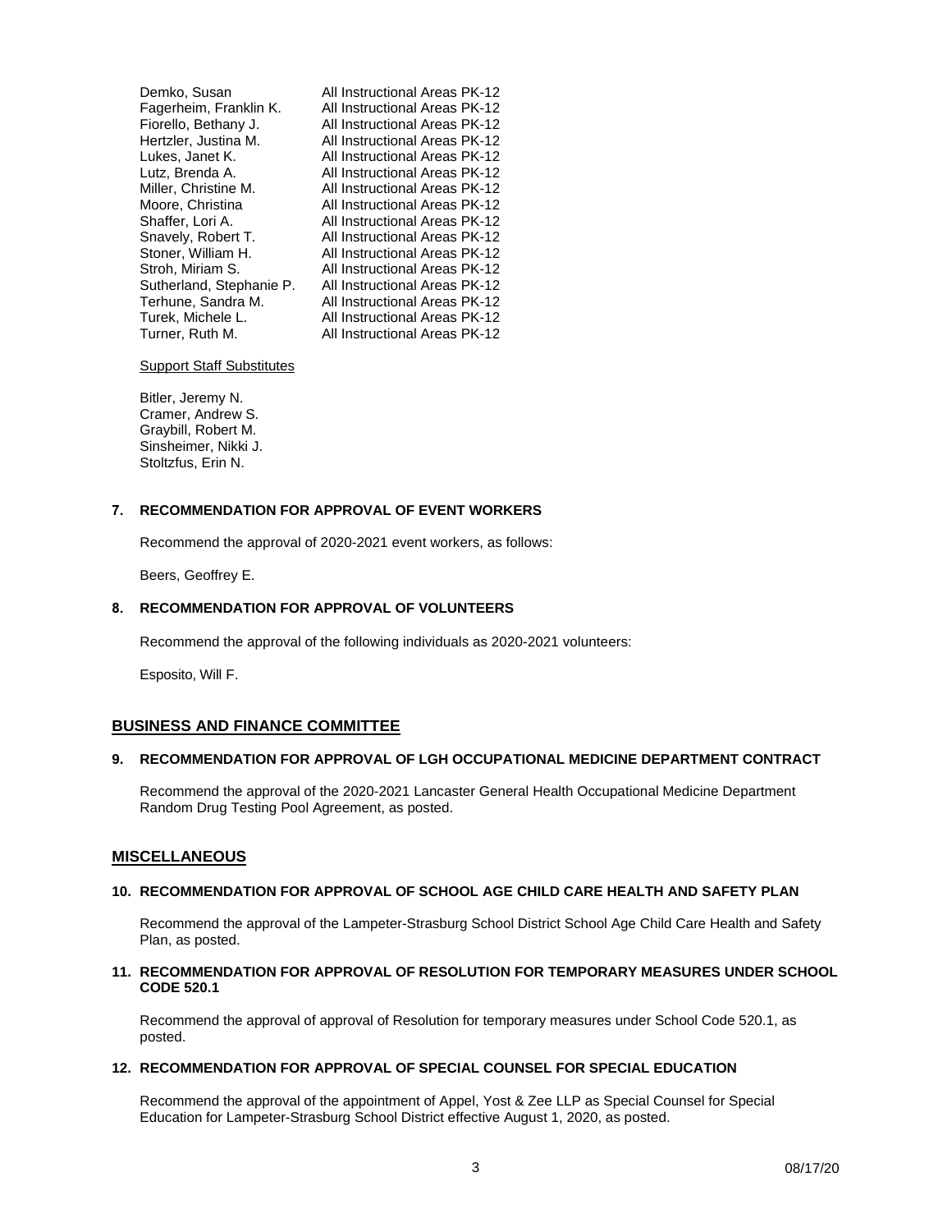| | |
|---|---|
| Demko, Susan | All Instructional Areas PK-12 |
| Fagerheim, Franklin K. | All Instructional Areas PK-12 |
| Fiorello, Bethany J. | All Instructional Areas PK-12 |
| Hertzler, Justina M. | All Instructional Areas PK-12 |
| Lukes, Janet K. | All Instructional Areas PK-12 |
| Lutz, Brenda A. | All Instructional Areas PK-12 |
| Miller, Christine M. | All Instructional Areas PK-12 |
| Moore, Christina | All Instructional Areas PK-12 |
| Shaffer, Lori A. | All Instructional Areas PK-12 |
| Snavely, Robert T. | All Instructional Areas PK-12 |
| Stoner, William H. | All Instructional Areas PK-12 |
| Stroh, Miriam S. | All Instructional Areas PK-12 |
| Sutherland, Stephanie P. | All Instructional Areas PK-12 |
| Terhune, Sandra M. | All Instructional Areas PK-12 |
| Turek, Michele L. | All Instructional Areas PK-12 |
| Turner, Ruth M. | All Instructional Areas PK-12 |

Support Staff Substitutes

Bitler, Jeremy N.
Cramer, Andrew S.
Graybill, Robert M.
Sinsheimer, Nikki J.
Stoltzfus, Erin N.

**7. RECOMMENDATION FOR APPROVAL OF EVENT WORKERS**

Recommend the approval of 2020-2021 event workers, as follows:

Beers, Geoffrey E.

**8. RECOMMENDATION FOR APPROVAL OF VOLUNTEERS**

Recommend the approval of the following individuals as 2020-2021 volunteers:

Esposito, Will F.

## BUSINESS AND FINANCE COMMITTEE

**9. RECOMMENDATION FOR APPROVAL OF LGH OCCUPATIONAL MEDICINE DEPARTMENT CONTRACT**

Recommend the approval of the 2020-2021 Lancaster General Health Occupational Medicine Department Random Drug Testing Pool Agreement, as posted.

## MISCELLANEOUS

**10. RECOMMENDATION FOR APPROVAL OF SCHOOL AGE CHILD CARE HEALTH AND SAFETY PLAN**

Recommend the approval of the Lampeter-Strasburg School District School Age Child Care Health and Safety Plan, as posted.

**11. RECOMMENDATION FOR APPROVAL OF RESOLUTION FOR TEMPORARY MEASURES UNDER SCHOOL CODE 520.1**

Recommend the approval of approval of Resolution for temporary measures under School Code 520.1, as posted.

**12. RECOMMENDATION FOR APPROVAL OF SPECIAL COUNSEL FOR SPECIAL EDUCATION**

Recommend the approval of the appointment of Appel, Yost & Zee LLP as Special Counsel for Special Education for Lampeter-Strasburg School District effective August 1, 2020, as posted.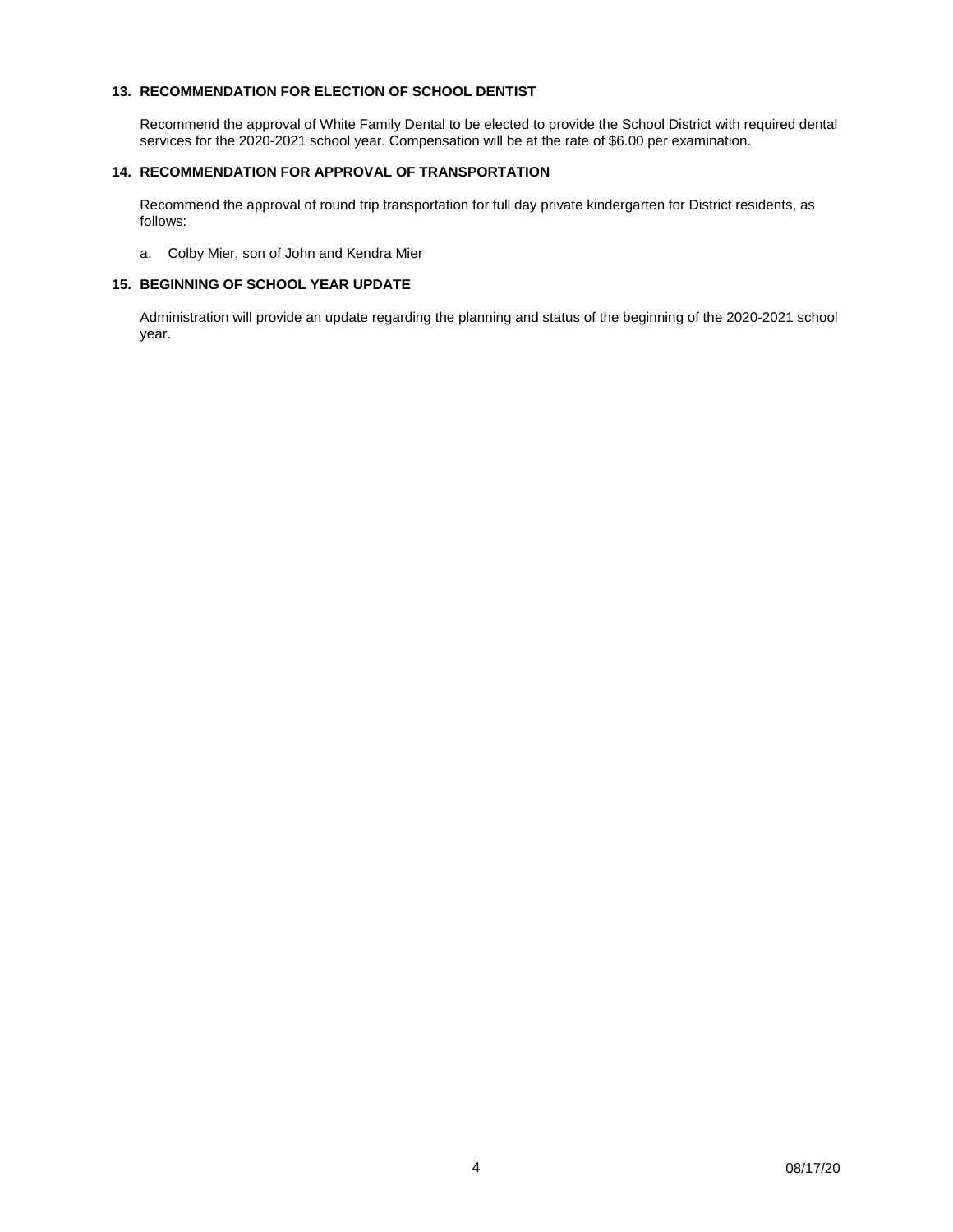### 13. RECOMMENDATION FOR ELECTION OF SCHOOL DENTIST

Recommend the approval of White Family Dental to be elected to provide the School District with required dental services for the 2020-2021 school year. Compensation will be at the rate of $6.00 per examination.

### 14. RECOMMENDATION FOR APPROVAL OF TRANSPORTATION

Recommend the approval of round trip transportation for full day private kindergarten for District residents, as follows:

a. Colby Mier, son of John and Kendra Mier

### 15. BEGINNING OF SCHOOL YEAR UPDATE

Administration will provide an update regarding the planning and status of the beginning of the 2020-2021 school year.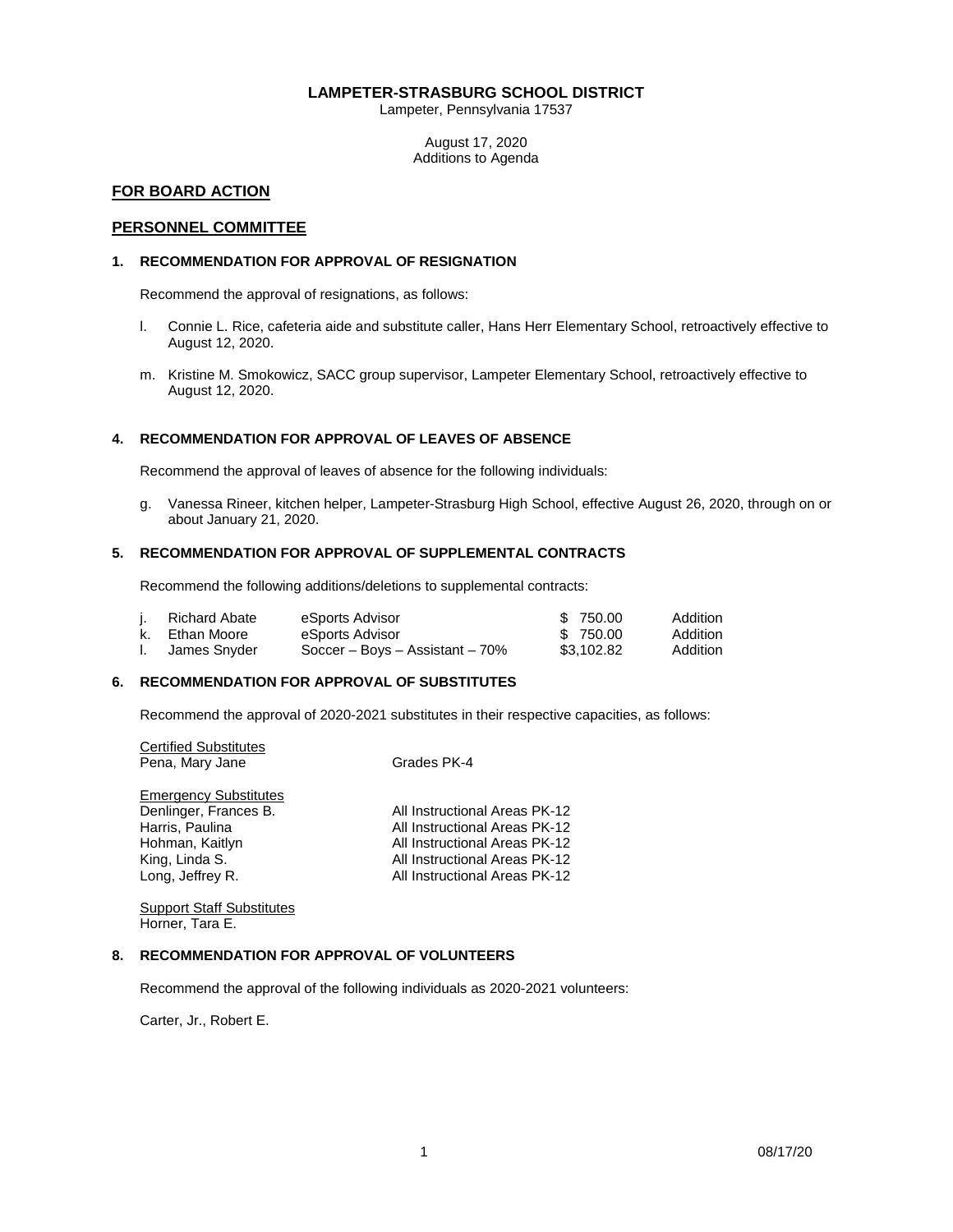**LAMPETER-STRASBURG SCHOOL DISTRICT**
Lampeter, Pennsylvania 17537

August 17, 2020
Additions to Agenda

## FOR BOARD ACTION

## PERSONNEL COMMITTEE

### 1. RECOMMENDATION FOR APPROVAL OF RESIGNATION

Recommend the approval of resignations, as follows:

l. Connie L. Rice, cafeteria aide and substitute caller, Hans Herr Elementary School, retroactively effective to August 12, 2020.

m. Kristine M. Smokowicz, SACC group supervisor, Lampeter Elementary School, retroactively effective to August 12, 2020.

### 4. RECOMMENDATION FOR APPROVAL OF LEAVES OF ABSENCE

Recommend the approval of leaves of absence for the following individuals:

g. Vanessa Rineer, kitchen helper, Lampeter-Strasburg High School, effective August 26, 2020, through on or about January 21, 2020.

### 5. RECOMMENDATION FOR APPROVAL OF SUPPLEMENTAL CONTRACTS

Recommend the following additions/deletions to supplemental contracts:

| | Name | Position | Amount | Action |
|---|---|---|---|---|
| j. | Richard Abate | eSports Advisor | $ 750.00 | Addition |
| k. | Ethan Moore | eSports Advisor | $ 750.00 | Addition |
| l. | James Snyder | Soccer – Boys – Assistant – 70% | $3,102.82 | Addition |

### 6. RECOMMENDATION FOR APPROVAL OF SUBSTITUTES

Recommend the approval of 2020-2021 substitutes in their respective capacities, as follows:

Certified Substitutes

| | |
|---|---|
| Pena, Mary Jane | Grades PK-4 |

Emergency Substitutes

| | |
|---|---|
| Denlinger, Frances B. | All Instructional Areas PK-12 |
| Harris, Paulina | All Instructional Areas PK-12 |
| Hohman, Kaitlyn | All Instructional Areas PK-12 |
| King, Linda S. | All Instructional Areas PK-12 |
| Long, Jeffrey R. | All Instructional Areas PK-12 |

Support Staff Substitutes
Horner, Tara E.

### 8. RECOMMENDATION FOR APPROVAL OF VOLUNTEERS

Recommend the approval of the following individuals as 2020-2021 volunteers:

Carter, Jr., Robert E.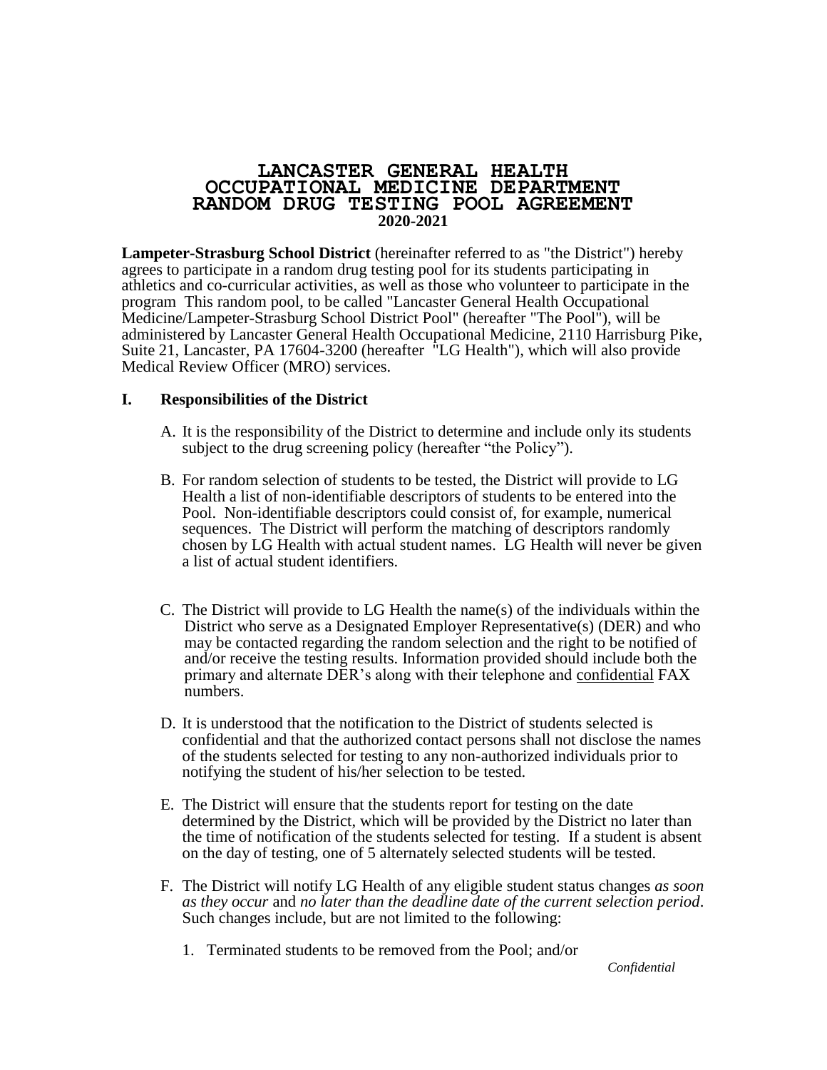# LANCASTER GENERAL HEALTH OCCUPATIONAL MEDICINE DEPARTMENT RANDOM DRUG TESTING POOL AGREEMENT 2020-2021

**Lampeter-Strasburg School District** (hereinafter referred to as "the District") hereby agrees to participate in a random drug testing pool for its students participating in athletics and co-curricular activities, as well as those who volunteer to participate in the program This random pool, to be called "Lancaster General Health Occupational Medicine/Lampeter-Strasburg School District Pool" (hereafter "The Pool"), will be administered by Lancaster General Health Occupational Medicine, 2110 Harrisburg Pike, Suite 21, Lancaster, PA 17604-3200 (hereafter "LG Health"), which will also provide Medical Review Officer (MRO) services.

## I. Responsibilities of the District

A. It is the responsibility of the District to determine and include only its students subject to the drug screening policy (hereafter "the Policy").

B. For random selection of students to be tested, the District will provide to LG Health a list of non-identifiable descriptors of students to be entered into the Pool. Non-identifiable descriptors could consist of, for example, numerical sequences. The District will perform the matching of descriptors randomly chosen by LG Health with actual student names. LG Health will never be given a list of actual student identifiers.

C. The District will provide to LG Health the name(s) of the individuals within the District who serve as a Designated Employer Representative(s) (DER) and who may be contacted regarding the random selection and the right to be notified of and/or receive the testing results. Information provided should include both the primary and alternate DER's along with their telephone and confidential FAX numbers.

D. It is understood that the notification to the District of students selected is confidential and that the authorized contact persons shall not disclose the names of the students selected for testing to any non-authorized individuals prior to notifying the student of his/her selection to be tested.

E. The District will ensure that the students report for testing on the date determined by the District, which will be provided by the District no later than the time of notification of the students selected for testing. If a student is absent on the day of testing, one of 5 alternately selected students will be tested.

F. The District will notify LG Health of any eligible student status changes *as soon as they occur* and *no later than the deadline date of the current selection period*. Such changes include, but are not limited to the following:

1. Terminated students to be removed from the Pool; and/or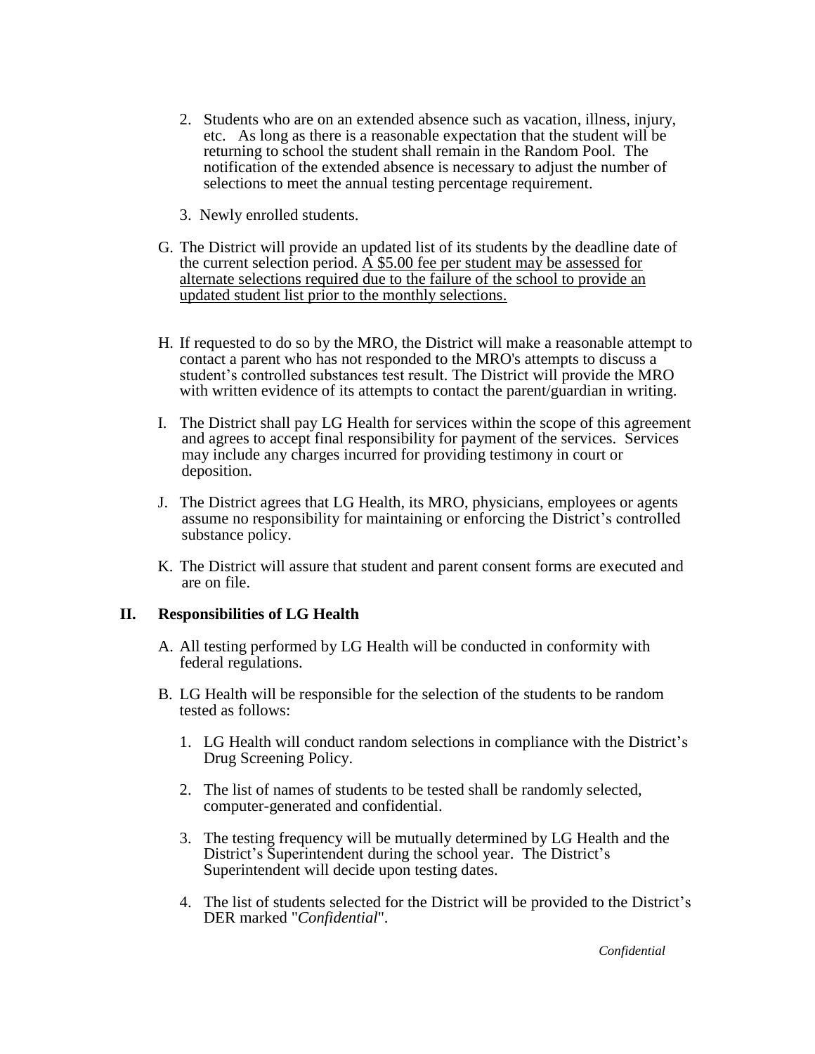2. Students who are on an extended absence such as vacation, illness, injury, etc. As long as there is a reasonable expectation that the student will be returning to school the student shall remain in the Random Pool. The notification of the extended absence is necessary to adjust the number of selections to meet the annual testing percentage requirement.

3. Newly enrolled students.

G. The District will provide an updated list of its students by the deadline date of the current selection period. <u>A $5.00 fee per student may be assessed for alternate selections required due to the failure of the school to provide an updated student list prior to the monthly selections.</u>

H. If requested to do so by the MRO, the District will make a reasonable attempt to contact a parent who has not responded to the MRO's attempts to discuss a student's controlled substances test result. The District will provide the MRO with written evidence of its attempts to contact the parent/guardian in writing.

I. The District shall pay LG Health for services within the scope of this agreement and agrees to accept final responsibility for payment of the services. Services may include any charges incurred for providing testimony in court or deposition.

J. The District agrees that LG Health, its MRO, physicians, employees or agents assume no responsibility for maintaining or enforcing the District's controlled substance policy.

K. The District will assure that student and parent consent forms are executed and are on file.

## II. Responsibilities of LG Health

A. All testing performed by LG Health will be conducted in conformity with federal regulations.

B. LG Health will be responsible for the selection of the students to be random tested as follows:

1. LG Health will conduct random selections in compliance with the District's Drug Screening Policy.

2. The list of names of students to be tested shall be randomly selected, computer-generated and confidential.

3. The testing frequency will be mutually determined by LG Health and the District's Superintendent during the school year. The District's Superintendent will decide upon testing dates.

4. The list of students selected for the District will be provided to the District's DER marked "*Confidential*".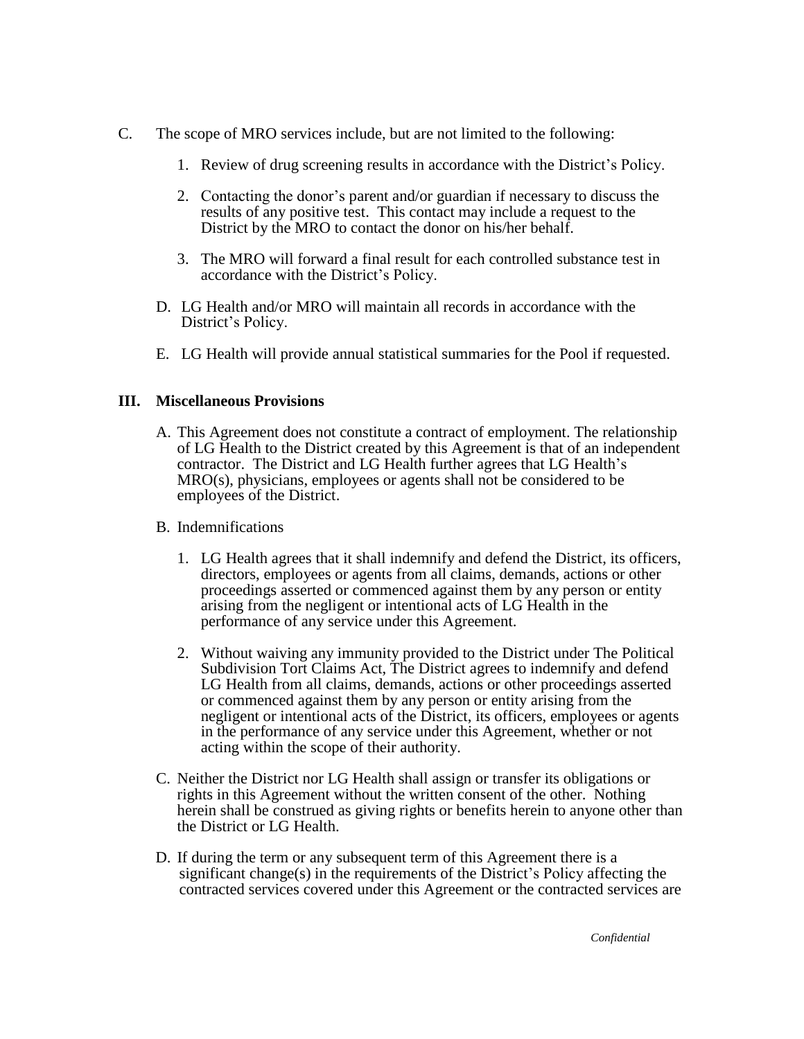C. The scope of MRO services include, but are not limited to the following:

    1. Review of drug screening results in accordance with the District's Policy.

    2. Contacting the donor's parent and/or guardian if necessary to discuss the results of any positive test. This contact may include a request to the District by the MRO to contact the donor on his/her behalf.

    3. The MRO will forward a final result for each controlled substance test in accordance with the District's Policy.

D. LG Health and/or MRO will maintain all records in accordance with the District's Policy.

E. LG Health will provide annual statistical summaries for the Pool if requested.

## III. Miscellaneous Provisions

A. This Agreement does not constitute a contract of employment. The relationship of LG Health to the District created by this Agreement is that of an independent contractor. The District and LG Health further agrees that LG Health's MRO(s), physicians, employees or agents shall not be considered to be employees of the District.

B. Indemnifications

    1. LG Health agrees that it shall indemnify and defend the District, its officers, directors, employees or agents from all claims, demands, actions or other proceedings asserted or commenced against them by any person or entity arising from the negligent or intentional acts of LG Health in the performance of any service under this Agreement.

    2. Without waiving any immunity provided to the District under The Political Subdivision Tort Claims Act, The District agrees to indemnify and defend LG Health from all claims, demands, actions or other proceedings asserted or commenced against them by any person or entity arising from the negligent or intentional acts of the District, its officers, employees or agents in the performance of any service under this Agreement, whether or not acting within the scope of their authority.

C. Neither the District nor LG Health shall assign or transfer its obligations or rights in this Agreement without the written consent of the other. Nothing herein shall be construed as giving rights or benefits herein to anyone other than the District or LG Health.

D. If during the term or any subsequent term of this Agreement there is a significant change(s) in the requirements of the District's Policy affecting the contracted services covered under this Agreement or the contracted services are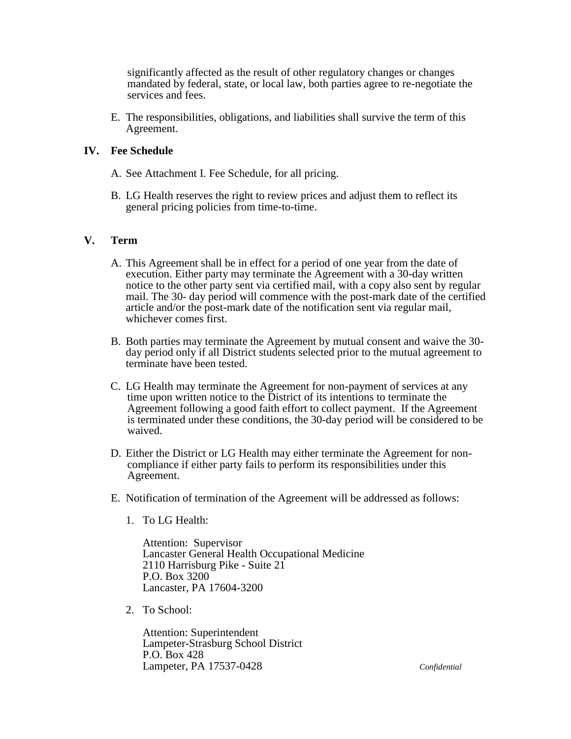significantly affected as the result of other regulatory changes or changes mandated by federal, state, or local law, both parties agree to re-negotiate the services and fees.

E. The responsibilities, obligations, and liabilities shall survive the term of this Agreement.

## IV. Fee Schedule

A. See Attachment I. Fee Schedule, for all pricing.

B. LG Health reserves the right to review prices and adjust them to reflect its general pricing policies from time-to-time.

## V. Term

A. This Agreement shall be in effect for a period of one year from the date of execution. Either party may terminate the Agreement with a 30-day written notice to the other party sent via certified mail, with a copy also sent by regular mail. The 30- day period will commence with the post-mark date of the certified article and/or the post-mark date of the notification sent via regular mail, whichever comes first.

B. Both parties may terminate the Agreement by mutual consent and waive the 30-day period only if all District students selected prior to the mutual agreement to terminate have been tested.

C. LG Health may terminate the Agreement for non-payment of services at any time upon written notice to the District of its intentions to terminate the Agreement following a good faith effort to collect payment. If the Agreement is terminated under these conditions, the 30-day period will be considered to be waived.

D. Either the District or LG Health may either terminate the Agreement for non-compliance if either party fails to perform its responsibilities under this Agreement.

E. Notification of termination of the Agreement will be addressed as follows:

1. To LG Health:

   Attention: Supervisor
   Lancaster General Health Occupational Medicine
   2110 Harrisburg Pike - Suite 21
   P.O. Box 3200
   Lancaster, PA 17604-3200

2. To School:

   Attention: Superintendent
   Lampeter-Strasburg School District
   P.O. Box 428
   Lampeter, PA 17537-0428

*Confidential*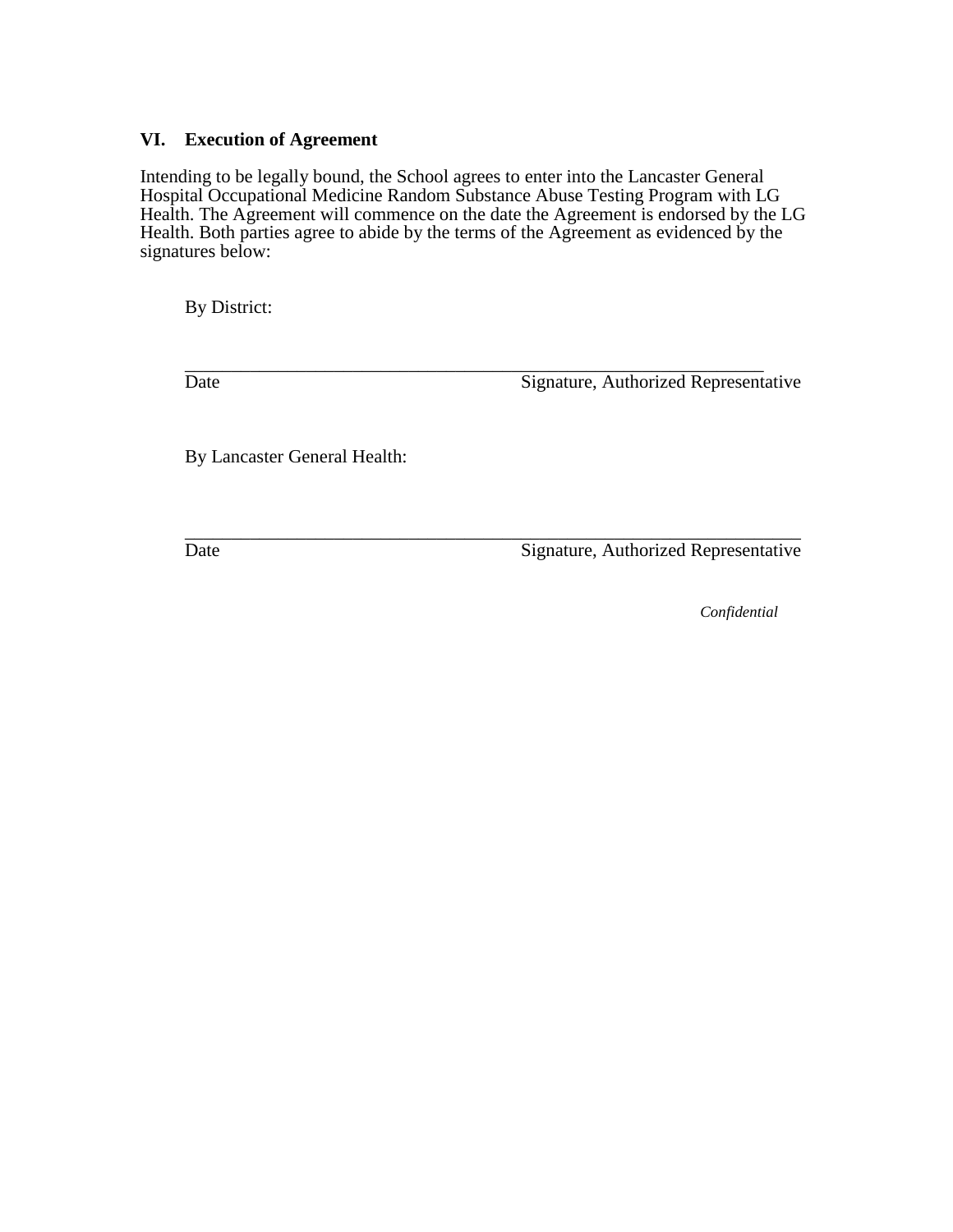## VI. Execution of Agreement

Intending to be legally bound, the School agrees to enter into the Lancaster General Hospital Occupational Medicine Random Substance Abuse Testing Program with LG Health. The Agreement will commence on the date the Agreement is endorsed by the LG Health. Both parties agree to abide by the terms of the Agreement as evidenced by the signatures below:

By District:

\_\_\_\_\_\_\_\_\_\_\_\_\_\_\_\_\_\_\_\_\_\_\_\_\_\_\_\_\_\_\_\_\_\_\_\_\_\_\_\_\_\_\_\_\_\_\_\_\_\_\_\_\_\_\_\_\_\_\_\_\_\_\_\_

Date                                        Signature, Authorized Representative

By Lancaster General Health:

\_\_\_\_\_\_\_\_\_\_\_\_\_\_\_\_\_\_\_\_\_\_\_\_\_\_\_\_\_\_\_\_\_\_\_\_\_\_\_\_\_\_\_\_\_\_\_\_\_\_\_\_\_\_\_\_\_\_\_\_\_\_\_\_

Date                                        Signature, Authorized Representative

*Confidential*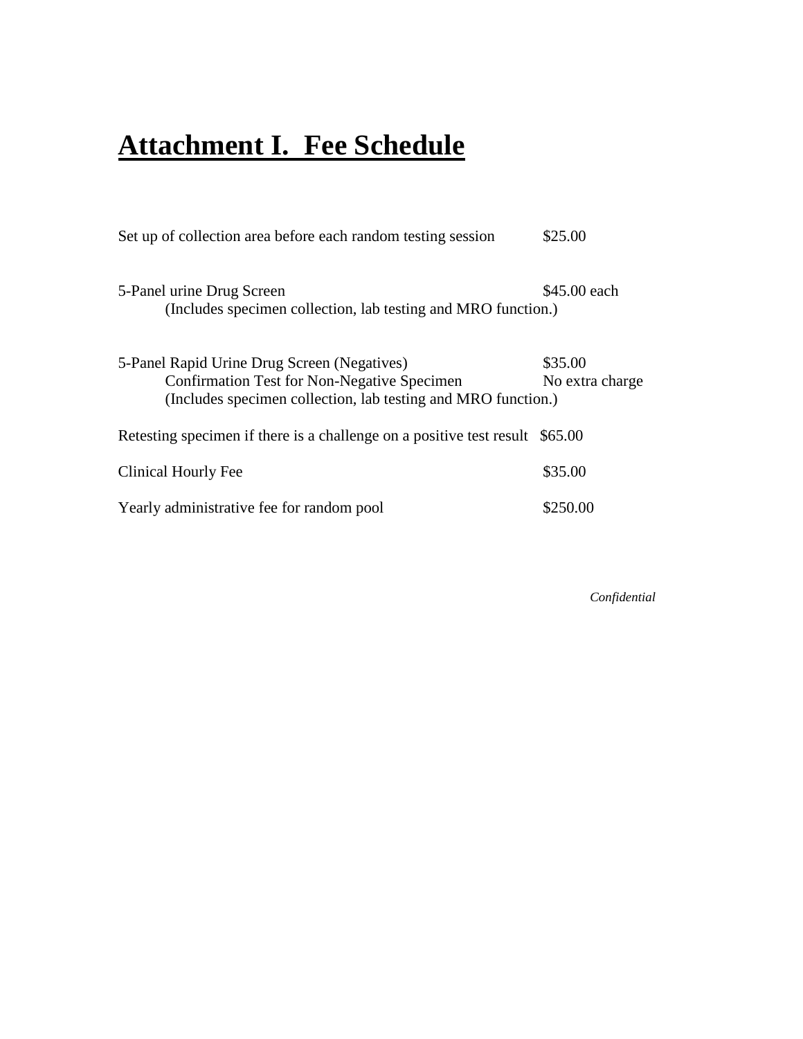# Attachment I. Fee Schedule

| Item | Fee |
|---|---|
| Set up of collection area before each random testing session | $25.00 |
| 5-Panel urine Drug Screen<br>(Includes specimen collection, lab testing and MRO function.) | $45.00 each |
| 5-Panel Rapid Urine Drug Screen (Negatives) | $35.00 |
| Confirmation Test for Non-Negative Specimen<br>(Includes specimen collection, lab testing and MRO function.) | No extra charge |
| Retesting specimen if there is a challenge on a positive test result | $65.00 |
| Clinical Hourly Fee | $35.00 |
| Yearly administrative fee for random pool | $250.00 |

*Confidential*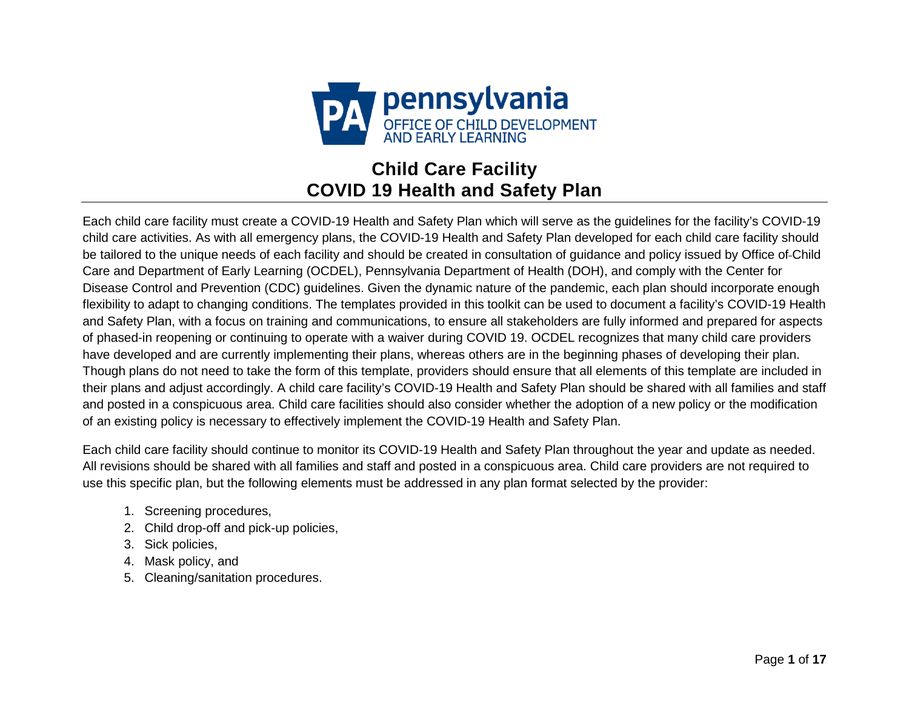pennsylvania
OFFICE OF CHILD DEVELOPMENT AND EARLY LEARNING

# Child Care Facility
# COVID 19 Health and Safety Plan

Each child care facility must create a COVID-19 Health and Safety Plan which will serve as the guidelines for the facility's COVID-19 child care activities. As with all emergency plans, the COVID-19 Health and Safety Plan developed for each child care facility should be tailored to the unique needs of each facility and should be created in consultation of guidance and policy issued by Office of Child Care and Department of Early Learning (OCDEL), Pennsylvania Department of Health (DOH), and comply with the Center for Disease Control and Prevention (CDC) guidelines. Given the dynamic nature of the pandemic, each plan should incorporate enough flexibility to adapt to changing conditions. The templates provided in this toolkit can be used to document a facility's COVID-19 Health and Safety Plan, with a focus on training and communications, to ensure all stakeholders are fully informed and prepared for aspects of phased-in reopening or continuing to operate with a waiver during COVID 19. OCDEL recognizes that many child care providers have developed and are currently implementing their plans, whereas others are in the beginning phases of developing their plan. Though plans do not need to take the form of this template, providers should ensure that all elements of this template are included in their plans and adjust accordingly. A child care facility's COVID-19 Health and Safety Plan should be shared with all families and staff and posted in a conspicuous area. Child care facilities should also consider whether the adoption of a new policy or the modification of an existing policy is necessary to effectively implement the COVID-19 Health and Safety Plan.

Each child care facility should continue to monitor its COVID-19 Health and Safety Plan throughout the year and update as needed. All revisions should be shared with all families and staff and posted in a conspicuous area. Child care providers are not required to use this specific plan, but the following elements must be addressed in any plan format selected by the provider:

1. Screening procedures,
2. Child drop-off and pick-up policies,
3. Sick policies,
4. Mask policy, and
5. Cleaning/sanitation procedures.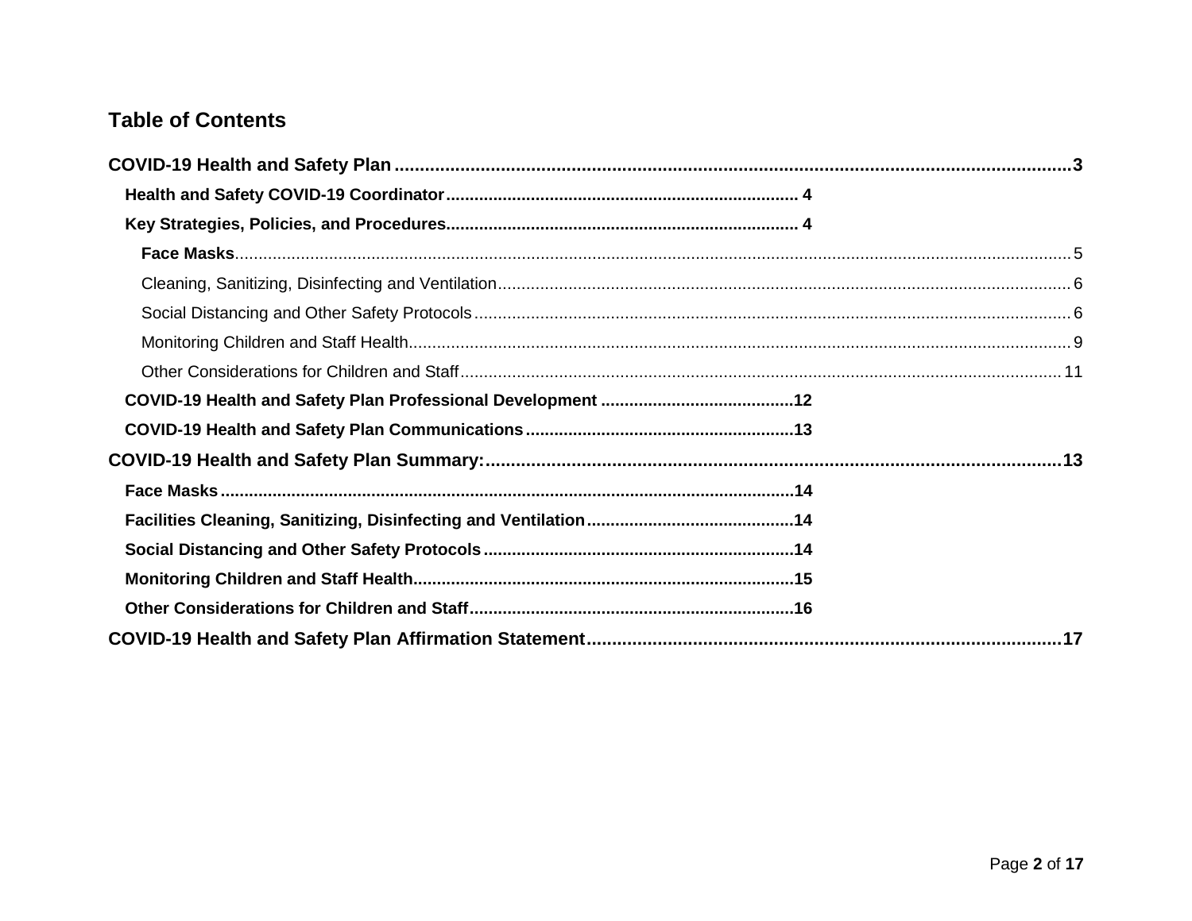## Table of Contents

**COVID-19 Health and Safety Plan** .......... **3**

- **Health and Safety COVID-19 Coordinator** .......... **4**
- **Key Strategies, Policies, and Procedures** .......... **4**
  - **Face Masks** .......... 5
  - Cleaning, Sanitizing, Disinfecting and Ventilation .......... 6
  - Social Distancing and Other Safety Protocols .......... 6
  - Monitoring Children and Staff Health .......... 9
  - Other Considerations for Children and Staff .......... 11
- **COVID-19 Health and Safety Plan Professional Development** .......... **12**
- **COVID-19 Health and Safety Plan Communications** .......... **13**

**COVID-19 Health and Safety Plan Summary:** .......... **13**

- **Face Masks** .......... **14**
- **Facilities Cleaning, Sanitizing, Disinfecting and Ventilation** .......... **14**
- **Social Distancing and Other Safety Protocols** .......... **14**
- **Monitoring Children and Staff Health** .......... **15**
- **Other Considerations for Children and Staff** .......... **16**

**COVID-19 Health and Safety Plan Affirmation Statement** .......... **17**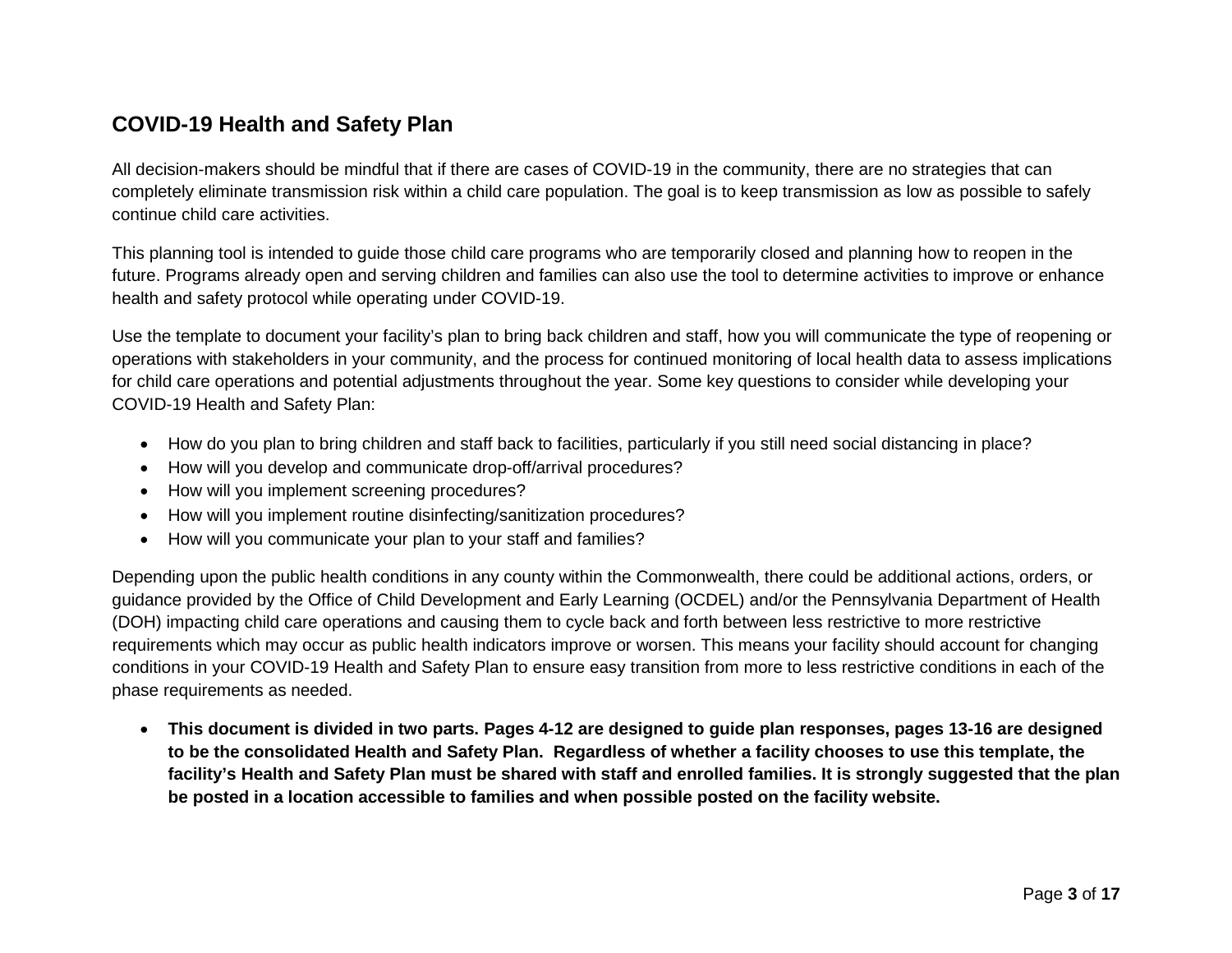## COVID-19 Health and Safety Plan

All decision-makers should be mindful that if there are cases of COVID-19 in the community, there are no strategies that can completely eliminate transmission risk within a child care population. The goal is to keep transmission as low as possible to safely continue child care activities.

This planning tool is intended to guide those child care programs who are temporarily closed and planning how to reopen in the future. Programs already open and serving children and families can also use the tool to determine activities to improve or enhance health and safety protocol while operating under COVID-19.

Use the template to document your facility's plan to bring back children and staff, how you will communicate the type of reopening or operations with stakeholders in your community, and the process for continued monitoring of local health data to assess implications for child care operations and potential adjustments throughout the year. Some key questions to consider while developing your COVID-19 Health and Safety Plan:

- How do you plan to bring children and staff back to facilities, particularly if you still need social distancing in place?
- How will you develop and communicate drop-off/arrival procedures?
- How will you implement screening procedures?
- How will you implement routine disinfecting/sanitization procedures?
- How will you communicate your plan to your staff and families?

Depending upon the public health conditions in any county within the Commonwealth, there could be additional actions, orders, or guidance provided by the Office of Child Development and Early Learning (OCDEL) and/or the Pennsylvania Department of Health (DOH) impacting child care operations and causing them to cycle back and forth between less restrictive to more restrictive requirements which may occur as public health indicators improve or worsen. This means your facility should account for changing conditions in your COVID-19 Health and Safety Plan to ensure easy transition from more to less restrictive conditions in each of the phase requirements as needed.

- **This document is divided in two parts. Pages 4-12 are designed to guide plan responses, pages 13-16 are designed to be the consolidated Health and Safety Plan. Regardless of whether a facility chooses to use this template, the facility's Health and Safety Plan must be shared with staff and enrolled families. It is strongly suggested that the plan be posted in a location accessible to families and when possible posted on the facility website.**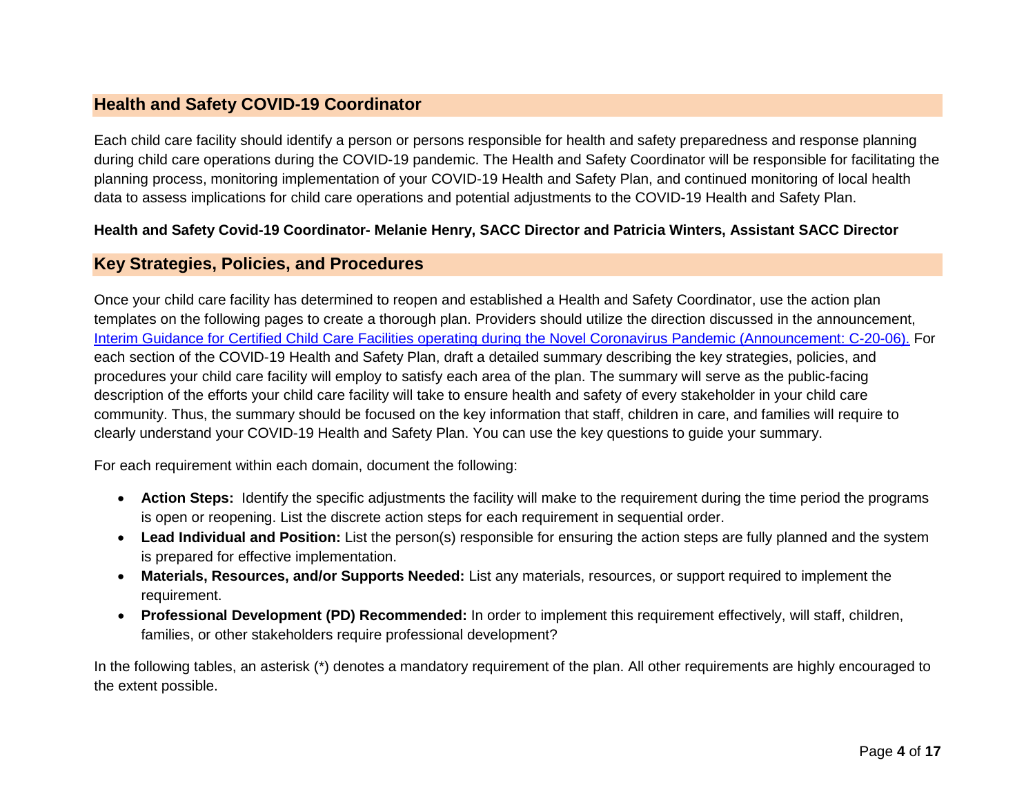## Health and Safety COVID-19 Coordinator

Each child care facility should identify a person or persons responsible for health and safety preparedness and response planning during child care operations during the COVID-19 pandemic. The Health and Safety Coordinator will be responsible for facilitating the planning process, monitoring implementation of your COVID-19 Health and Safety Plan, and continued monitoring of local health data to assess implications for child care operations and potential adjustments to the COVID-19 Health and Safety Plan.

**Health and Safety Covid-19 Coordinator- Melanie Henry, SACC Director and Patricia Winters, Assistant SACC Director**

## Key Strategies, Policies, and Procedures

Once your child care facility has determined to reopen and established a Health and Safety Coordinator, use the action plan templates on the following pages to create a thorough plan. Providers should utilize the direction discussed in the announcement, Interim Guidance for Certified Child Care Facilities operating during the Novel Coronavirus Pandemic (Announcement: C-20-06). For each section of the COVID-19 Health and Safety Plan, draft a detailed summary describing the key strategies, policies, and procedures your child care facility will employ to satisfy each area of the plan. The summary will serve as the public-facing description of the efforts your child care facility will take to ensure health and safety of every stakeholder in your child care community. Thus, the summary should be focused on the key information that staff, children in care, and families will require to clearly understand your COVID-19 Health and Safety Plan. You can use the key questions to guide your summary.

For each requirement within each domain, document the following:

- **Action Steps:** Identify the specific adjustments the facility will make to the requirement during the time period the programs is open or reopening. List the discrete action steps for each requirement in sequential order.
- **Lead Individual and Position:** List the person(s) responsible for ensuring the action steps are fully planned and the system is prepared for effective implementation.
- **Materials, Resources, and/or Supports Needed:** List any materials, resources, or support required to implement the requirement.
- **Professional Development (PD) Recommended:** In order to implement this requirement effectively, will staff, children, families, or other stakeholders require professional development?

In the following tables, an asterisk (*) denotes a mandatory requirement of the plan. All other requirements are highly encouraged to the extent possible.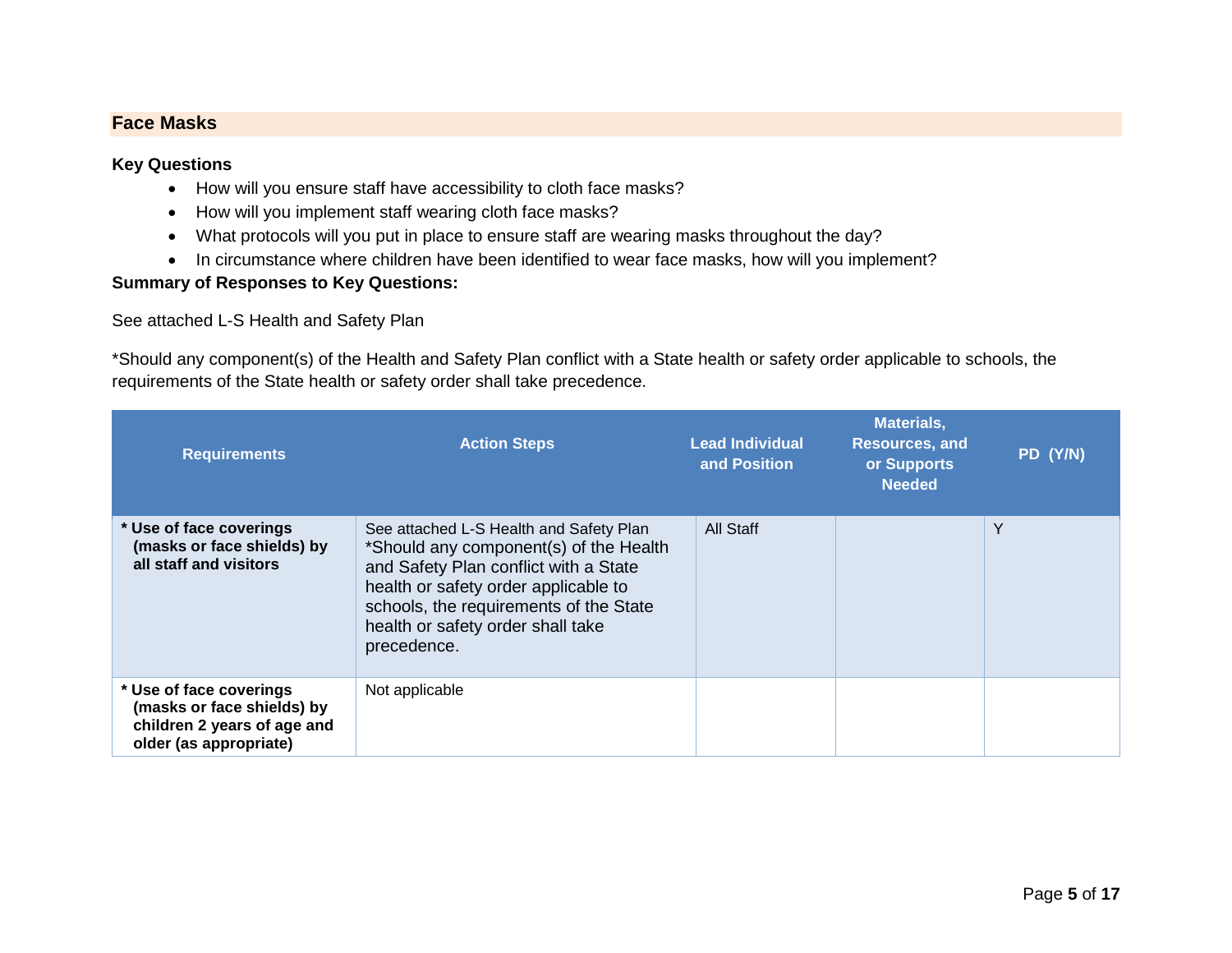## Face Masks

**Key Questions**

- How will you ensure staff have accessibility to cloth face masks?
- How will you implement staff wearing cloth face masks?
- What protocols will you put in place to ensure staff are wearing masks throughout the day?
- In circumstance where children have been identified to wear face masks, how will you implement?

**Summary of Responses to Key Questions:**

See attached L-S Health and Safety Plan

*Should any component(s) of the Health and Safety Plan conflict with a State health or safety order applicable to schools, the requirements of the State health or safety order shall take precedence.

| Requirements | Action Steps | Lead Individual and Position | Materials, Resources, and or Supports Needed | PD (Y/N) |
|---|---|---|---|---|
| **\* Use of face coverings (masks or face shields) by all staff and visitors** | See attached L-S Health and Safety Plan *Should any component(s) of the Health and Safety Plan conflict with a State health or safety order applicable to schools, the requirements of the State health or safety order shall take precedence. | All Staff | | Y |
| **\* Use of face coverings (masks or face shields) by children 2 years of age and older (as appropriate)** | Not applicable | | | |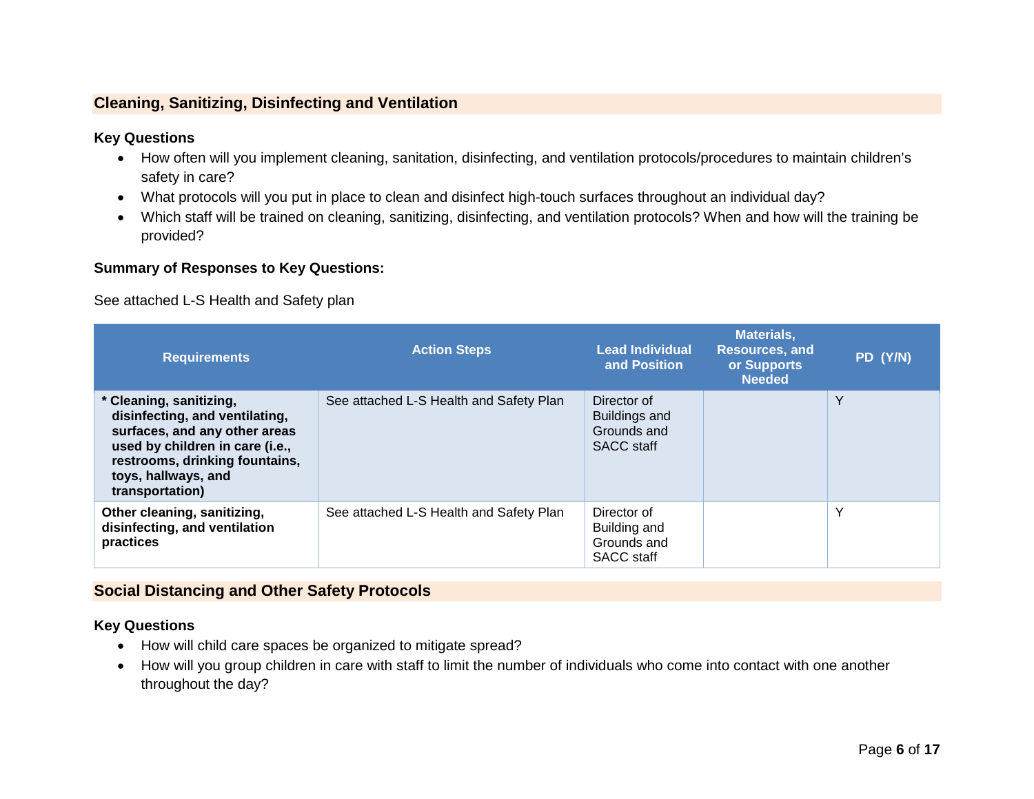## Cleaning, Sanitizing, Disinfecting and Ventilation

### Key Questions

- How often will you implement cleaning, sanitation, disinfecting, and ventilation protocols/procedures to maintain children's safety in care?
- What protocols will you put in place to clean and disinfect high-touch surfaces throughout an individual day?
- Which staff will be trained on cleaning, sanitizing, disinfecting, and ventilation protocols? When and how will the training be provided?

### Summary of Responses to Key Questions:

See attached L-S Health and Safety plan

| Requirements | Action Steps | Lead Individual and Position | Materials, Resources, and or Supports Needed | PD (Y/N) |
|---|---|---|---|---|
| **\* Cleaning, sanitizing, disinfecting, and ventilating, surfaces, and any other areas used by children in care (i.e., restrooms, drinking fountains, toys, hallways, and transportation)** | See attached L-S Health and Safety Plan | Director of Buildings and Grounds and SACC staff | | Y |
| **Other cleaning, sanitizing, disinfecting, and ventilation practices** | See attached L-S Health and Safety Plan | Director of Building and Grounds and SACC staff | | Y |

## Social Distancing and Other Safety Protocols

### Key Questions

- How will child care spaces be organized to mitigate spread?
- How will you group children in care with staff to limit the number of individuals who come into contact with one another throughout the day?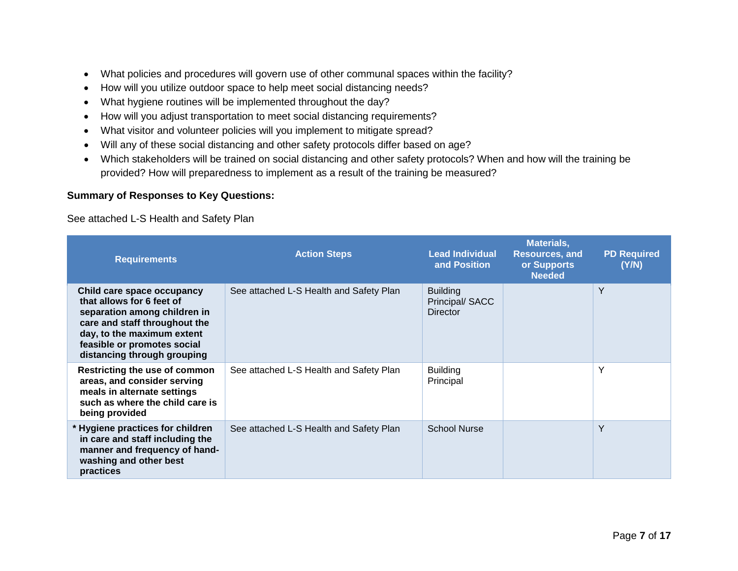- What policies and procedures will govern use of other communal spaces within the facility?
- How will you utilize outdoor space to help meet social distancing needs?
- What hygiene routines will be implemented throughout the day?
- How will you adjust transportation to meet social distancing requirements?
- What visitor and volunteer policies will you implement to mitigate spread?
- Will any of these social distancing and other safety protocols differ based on age?
- Which stakeholders will be trained on social distancing and other safety protocols? When and how will the training be provided? How will preparedness to implement as a result of the training be measured?

**Summary of Responses to Key Questions:**

See attached L-S Health and Safety Plan

| Requirements | Action Steps | Lead Individual and Position | Materials, Resources, and or Supports Needed | PD Required (Y/N) |
|---|---|---|---|---|
| **Child care space occupancy that allows for 6 feet of separation among children in care and staff throughout the day, to the maximum extent feasible or promotes social distancing through grouping** | See attached L-S Health and Safety Plan | Building Principal/ SACC Director | | Y |
| **Restricting the use of common areas, and consider serving meals in alternate settings such as where the child care is being provided** | See attached L-S Health and Safety Plan | Building Principal | | Y |
| **\* Hygiene practices for children in care and staff including the manner and frequency of hand-washing and other best practices** | See attached L-S Health and Safety Plan | School Nurse | | Y |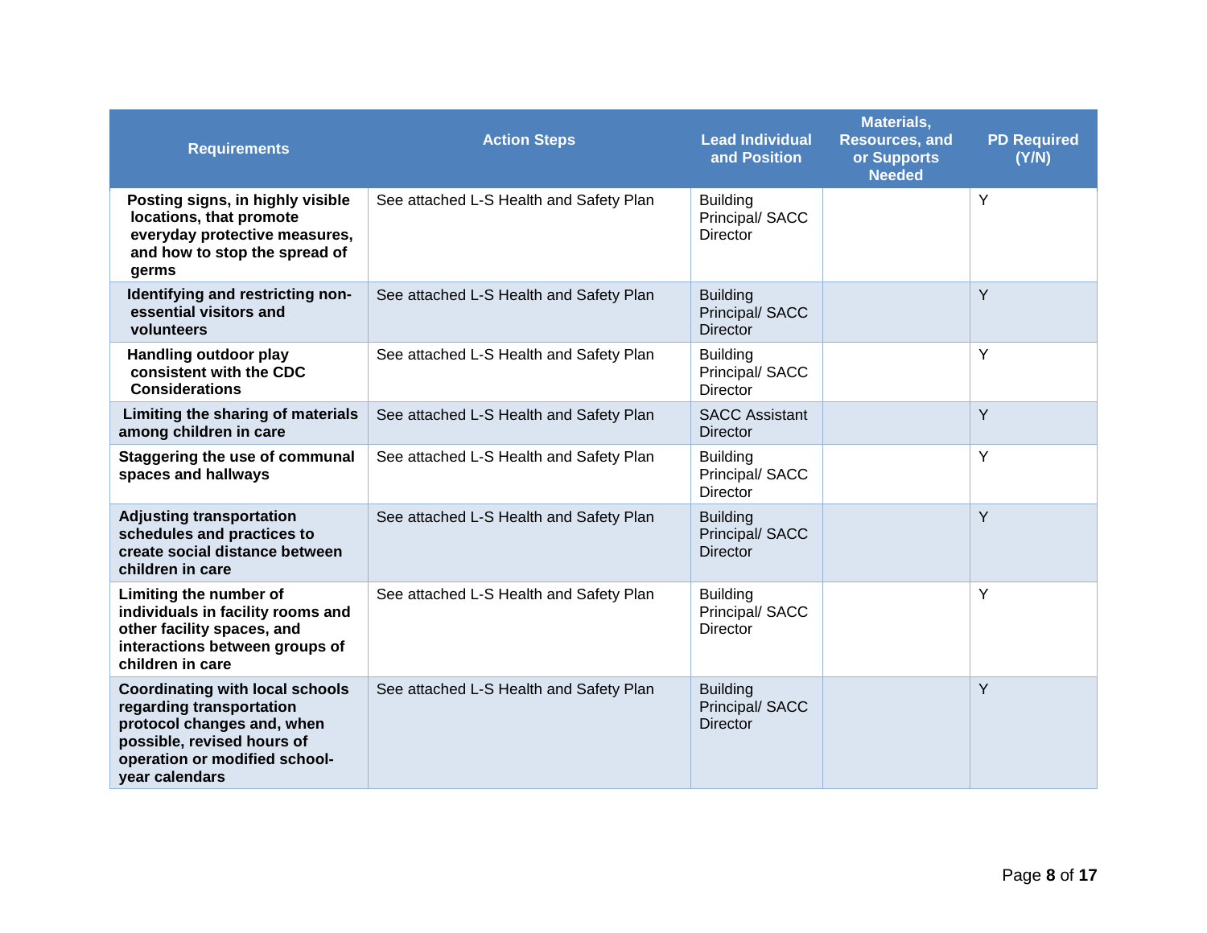| Requirements | Action Steps | Lead Individual and Position | Materials, Resources, and or Supports Needed | PD Required (Y/N) |
|---|---|---|---|---|
| **Posting signs, in highly visible locations, that promote everyday protective measures, and how to stop the spread of germs** | See attached L-S Health and Safety Plan | Building Principal/ SACC Director | | Y |
| **Identifying and restricting non-essential visitors and volunteers** | See attached L-S Health and Safety Plan | Building Principal/ SACC Director | | Y |
| **Handling outdoor play consistent with the CDC Considerations** | See attached L-S Health and Safety Plan | Building Principal/ SACC Director | | Y |
| **Limiting the sharing of materials among children in care** | See attached L-S Health and Safety Plan | SACC Assistant Director | | Y |
| **Staggering the use of communal spaces and hallways** | See attached L-S Health and Safety Plan | Building Principal/ SACC Director | | Y |
| **Adjusting transportation schedules and practices to create social distance between children in care** | See attached L-S Health and Safety Plan | Building Principal/ SACC Director | | Y |
| **Limiting the number of individuals in facility rooms and other facility spaces, and interactions between groups of children in care** | See attached L-S Health and Safety Plan | Building Principal/ SACC Director | | Y |
| **Coordinating with local schools regarding transportation protocol changes and, when possible, revised hours of operation or modified school-year calendars** | See attached L-S Health and Safety Plan | Building Principal/ SACC Director | | Y |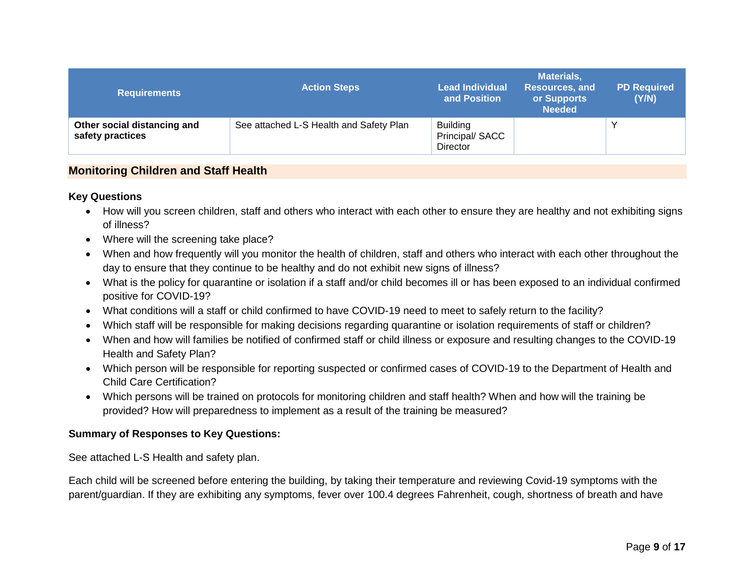| Requirements | Action Steps | Lead Individual and Position | Materials, Resources, and or Supports Needed | PD Required (Y/N) |
|---|---|---|---|---|
| **Other social distancing and safety practices** | See attached L-S Health and Safety Plan | Building Principal/ SACC Director | | Y |

## Monitoring Children and Staff Health

### Key Questions

- How will you screen children, staff and others who interact with each other to ensure they are healthy and not exhibiting signs of illness?
- Where will the screening take place?
- When and how frequently will you monitor the health of children, staff and others who interact with each other throughout the day to ensure that they continue to be healthy and do not exhibit new signs of illness?
- What is the policy for quarantine or isolation if a staff and/or child becomes ill or has been exposed to an individual confirmed positive for COVID-19?
- What conditions will a staff or child confirmed to have COVID-19 need to meet to safely return to the facility?
- Which staff will be responsible for making decisions regarding quarantine or isolation requirements of staff or children?
- When and how will families be notified of confirmed staff or child illness or exposure and resulting changes to the COVID-19 Health and Safety Plan?
- Which person will be responsible for reporting suspected or confirmed cases of COVID-19 to the Department of Health and Child Care Certification?
- Which persons will be trained on protocols for monitoring children and staff health? When and how will the training be provided? How will preparedness to implement as a result of the training be measured?

### Summary of Responses to Key Questions:

See attached L-S Health and safety plan.

Each child will be screened before entering the building, by taking their temperature and reviewing Covid-19 symptoms with the parent/guardian. If they are exhibiting any symptoms, fever over 100.4 degrees Fahrenheit, cough, shortness of breath and have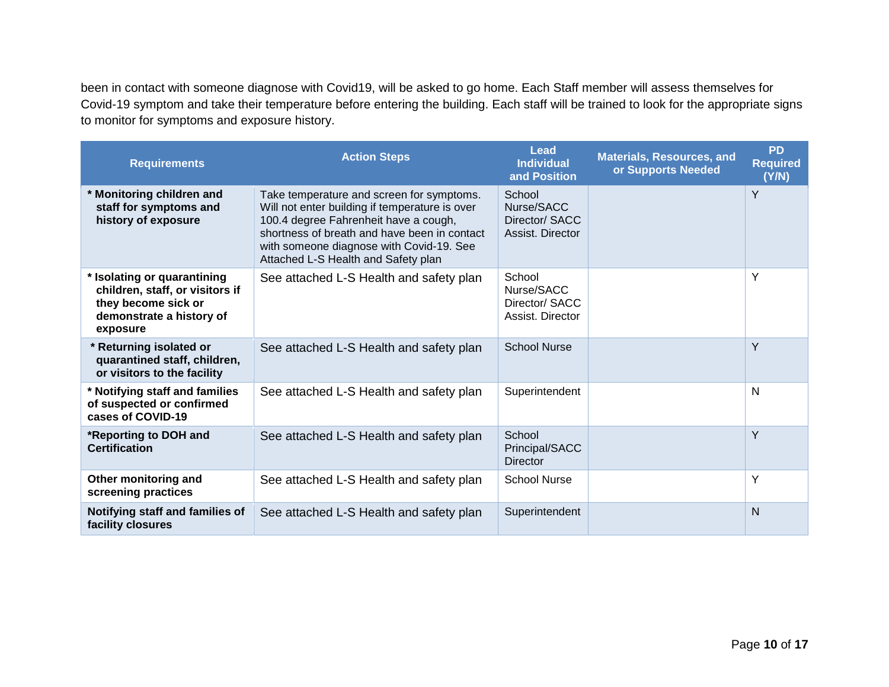been in contact with someone diagnose with Covid19, will be asked to go home. Each Staff member will assess themselves for Covid-19 symptom and take their temperature before entering the building. Each staff will be trained to look for the appropriate signs to monitor for symptoms and exposure history.

| Requirements | Action Steps | Lead Individual and Position | Materials, Resources, and or Supports Needed | PD Required (Y/N) |
|---|---|---|---|---|
| **\* Monitoring children and staff for symptoms and history of exposure** | Take temperature and screen for symptoms. Will not enter building if temperature is over 100.4 degree Fahrenheit have a cough, shortness of breath and have been in contact with someone diagnose with Covid-19. See Attached L-S Health and Safety plan | School Nurse/SACC Director/ SACC Assist. Director | | Y |
| **\* Isolating or quarantining children, staff, or visitors if they become sick or demonstrate a history of exposure** | See attached L-S Health and safety plan | School Nurse/SACC Director/ SACC Assist. Director | | Y |
| **\* Returning isolated or quarantined staff, children, or visitors to the facility** | See attached L-S Health and safety plan | School Nurse | | Y |
| **\* Notifying staff and families of suspected or confirmed cases of COVID-19** | See attached L-S Health and safety plan | Superintendent | | N |
| **\*Reporting to DOH and Certification** | See attached L-S Health and safety plan | School Principal/SACC Director | | Y |
| **Other monitoring and screening practices** | See attached L-S Health and safety plan | School Nurse | | Y |
| **Notifying staff and families of facility closures** | See attached L-S Health and safety plan | Superintendent | | N |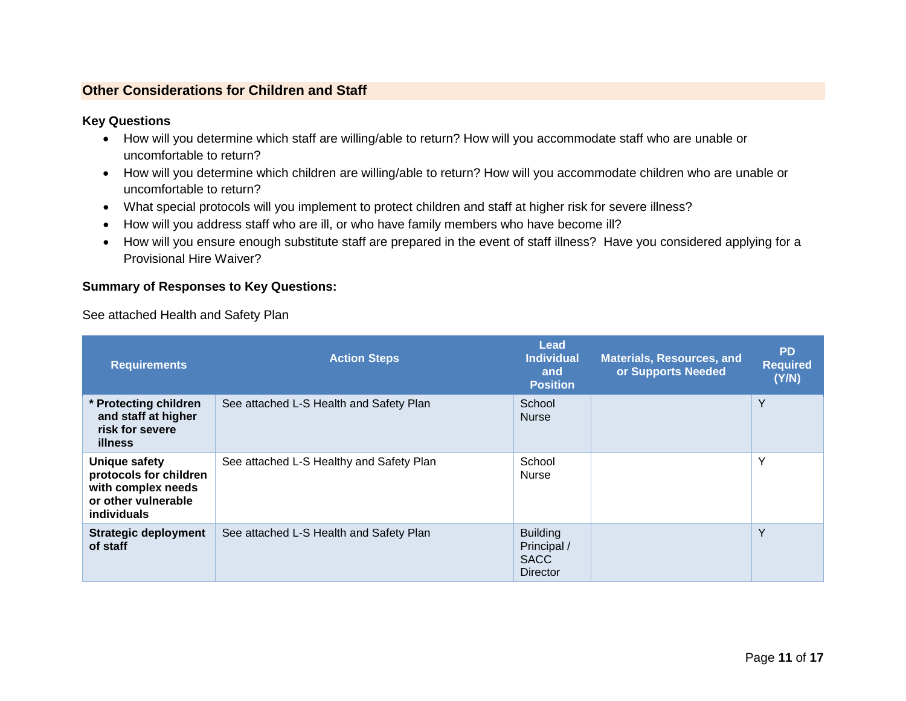## Other Considerations for Children and Staff

### Key Questions

- How will you determine which staff are willing/able to return? How will you accommodate staff who are unable or uncomfortable to return?
- How will you determine which children are willing/able to return? How will you accommodate children who are unable or uncomfortable to return?
- What special protocols will you implement to protect children and staff at higher risk for severe illness?
- How will you address staff who are ill, or who have family members who have become ill?
- How will you ensure enough substitute staff are prepared in the event of staff illness? Have you considered applying for a Provisional Hire Waiver?

### Summary of Responses to Key Questions:

See attached Health and Safety Plan

| Requirements | Action Steps | Lead Individual and Position | Materials, Resources, and or Supports Needed | PD Required (Y/N) |
|---|---|---|---|---|
| **\* Protecting children and staff at higher risk for severe illness** | See attached L-S Health and Safety Plan | School Nurse | | Y |
| **Unique safety protocols for children with complex needs or other vulnerable individuals** | See attached L-S Healthy and Safety Plan | School Nurse | | Y |
| **Strategic deployment of staff** | See attached L-S Health and Safety Plan | Building Principal / SACC Director | | Y |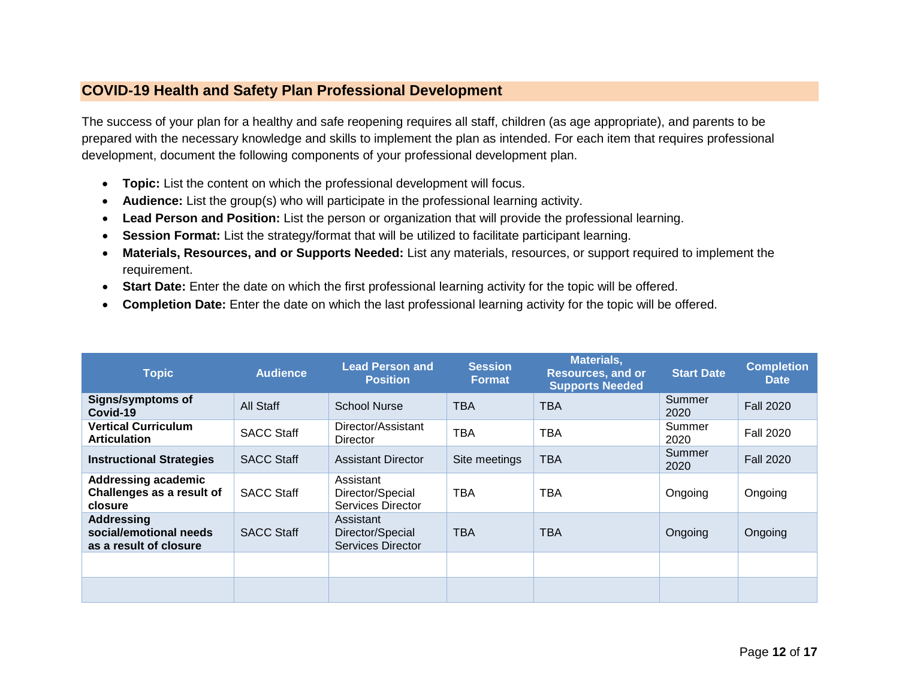## COVID-19 Health and Safety Plan Professional Development

The success of your plan for a healthy and safe reopening requires all staff, children (as age appropriate), and parents to be prepared with the necessary knowledge and skills to implement the plan as intended. For each item that requires professional development, document the following components of your professional development plan.

- **Topic:** List the content on which the professional development will focus.
- **Audience:** List the group(s) who will participate in the professional learning activity.
- **Lead Person and Position:** List the person or organization that will provide the professional learning.
- **Session Format:** List the strategy/format that will be utilized to facilitate participant learning.
- **Materials, Resources, and or Supports Needed:** List any materials, resources, or support required to implement the requirement.
- **Start Date:** Enter the date on which the first professional learning activity for the topic will be offered.
- **Completion Date:** Enter the date on which the last professional learning activity for the topic will be offered.

| Topic | Audience | Lead Person and Position | Session Format | Materials, Resources, and or Supports Needed | Start Date | Completion Date |
|---|---|---|---|---|---|---|
| **Signs/symptoms of Covid-19** | All Staff | School Nurse | TBA | TBA | Summer 2020 | Fall 2020 |
| **Vertical Curriculum Articulation** | SACC Staff | Director/Assistant Director | TBA | TBA | Summer 2020 | Fall 2020 |
| **Instructional Strategies** | SACC Staff | Assistant Director | Site meetings | TBA | Summer 2020 | Fall 2020 |
| **Addressing academic Challenges as a result of closure** | SACC Staff | Assistant Director/Special Services Director | TBA | TBA | Ongoing | Ongoing |
| **Addressing social/emotional needs as a result of closure** | SACC Staff | Assistant Director/Special Services Director | TBA | TBA | Ongoing | Ongoing |
| | | | | | | |
| | | | | | | |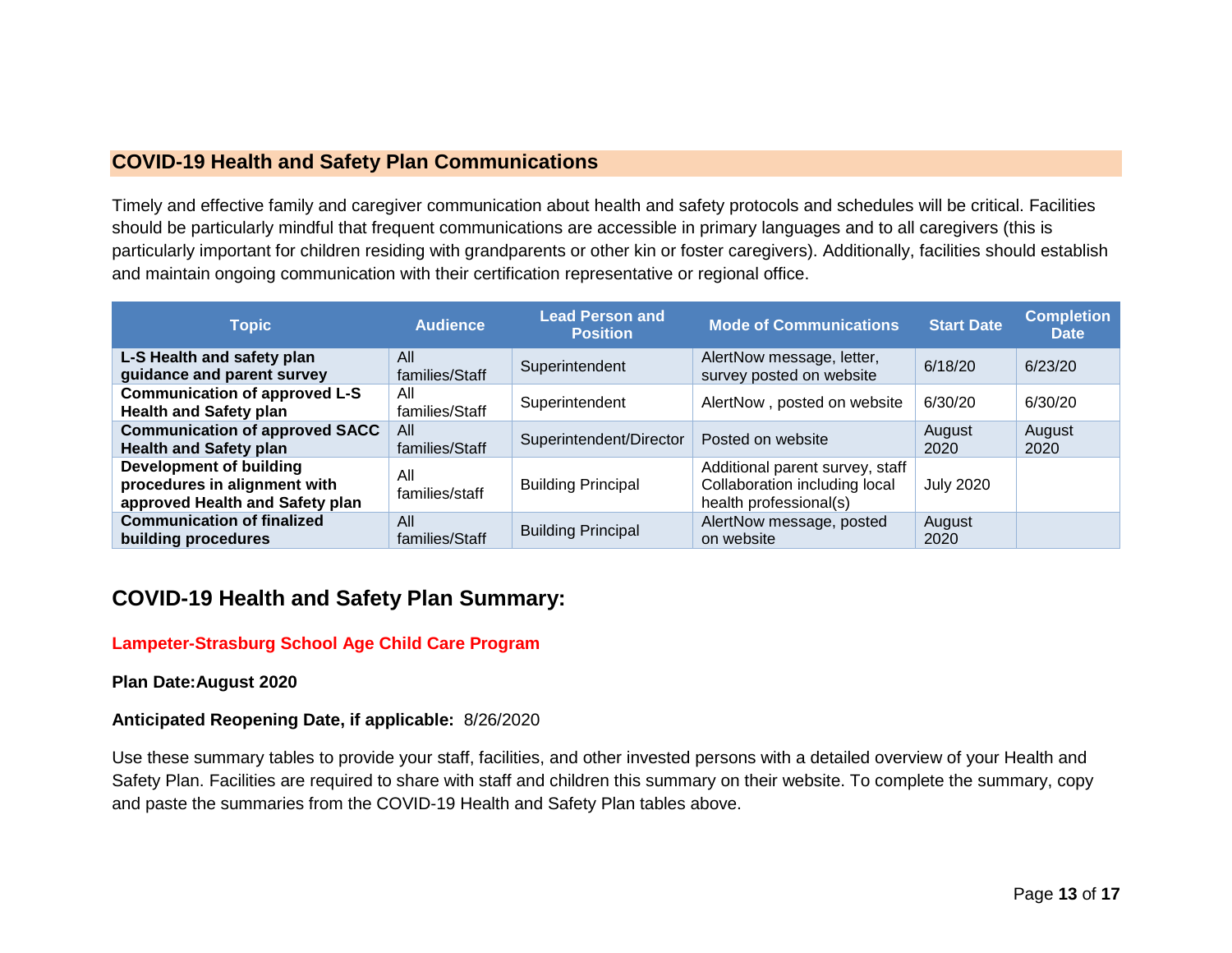## COVID-19 Health and Safety Plan Communications

Timely and effective family and caregiver communication about health and safety protocols and schedules will be critical. Facilities should be particularly mindful that frequent communications are accessible in primary languages and to all caregivers (this is particularly important for children residing with grandparents or other kin or foster caregivers). Additionally, facilities should establish and maintain ongoing communication with their certification representative or regional office.

| Topic | Audience | Lead Person and Position | Mode of Communications | Start Date | Completion Date |
|---|---|---|---|---|---|
| **L-S Health and safety plan guidance and parent survey** | All families/Staff | Superintendent | AlertNow message, letter, survey posted on website | 6/18/20 | 6/23/20 |
| **Communication of approved L-S Health and Safety plan** | All families/Staff | Superintendent | AlertNow , posted on website | 6/30/20 | 6/30/20 |
| **Communication of approved SACC Health and Safety plan** | All families/Staff | Superintendent/Director | Posted on website | August 2020 | August 2020 |
| **Development of building procedures in alignment with approved Health and Safety plan** | All families/staff | Building Principal | Additional parent survey, staff Collaboration including local health professional(s) | July 2020 | |
| **Communication of finalized building procedures** | All families/Staff | Building Principal | AlertNow message, posted on website | August 2020 | |

## COVID-19 Health and Safety Plan Summary:

**Lampeter-Strasburg School Age Child Care Program**

**Plan Date:August 2020**

**Anticipated Reopening Date, if applicable:** 8/26/2020

Use these summary tables to provide your staff, facilities, and other invested persons with a detailed overview of your Health and Safety Plan. Facilities are required to share with staff and children this summary on their website. To complete the summary, copy and paste the summaries from the COVID-19 Health and Safety Plan tables above.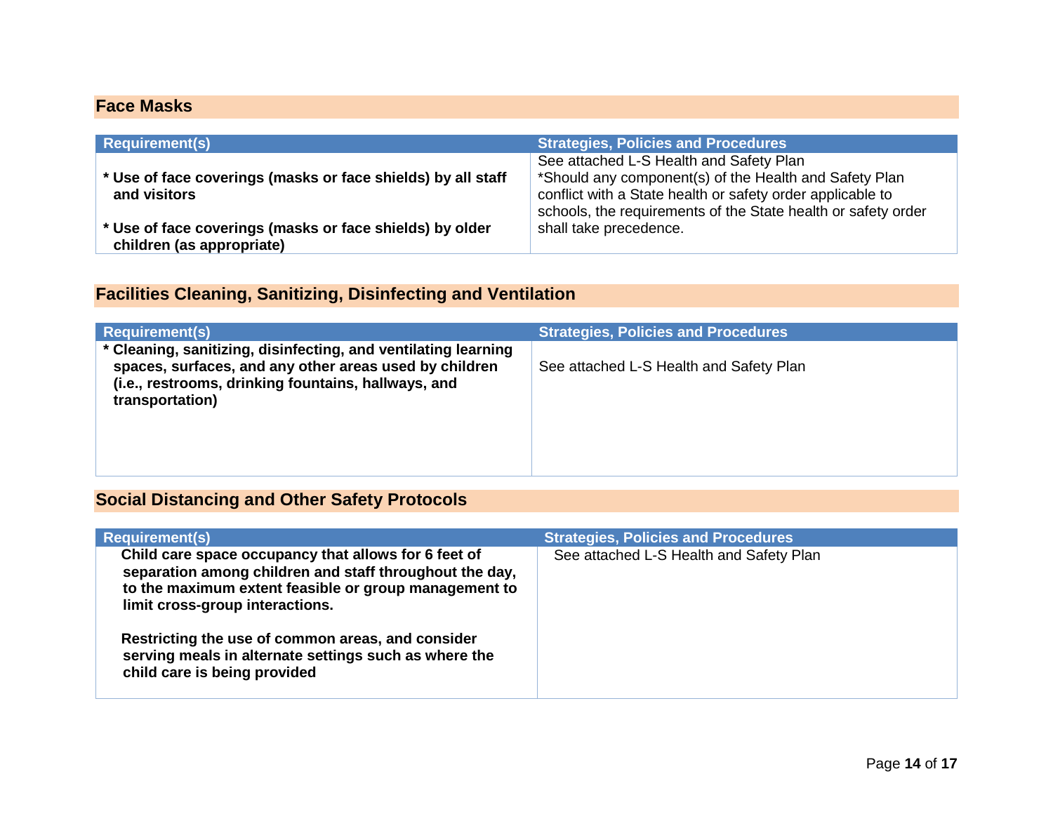## Face Masks

| Requirement(s) | Strategies, Policies and Procedures |
| --- | --- |
| * Use of face coverings (masks or face shields) by all staff and visitors<br><br>* Use of face coverings (masks or face shields) by older children (as appropriate) | See attached L-S Health and Safety Plan<br>*Should any component(s) of the Health and Safety Plan conflict with a State health or safety order applicable to schools, the requirements of the State health or safety order shall take precedence. |

## Facilities Cleaning, Sanitizing, Disinfecting and Ventilation

| Requirement(s) | Strategies, Policies and Procedures |
| --- | --- |
| * Cleaning, sanitizing, disinfecting, and ventilating learning spaces, surfaces, and any other areas used by children (i.e., restrooms, drinking fountains, hallways, and transportation) | See attached L-S Health and Safety Plan |

## Social Distancing and Other Safety Protocols

| Requirement(s) | Strategies, Policies and Procedures |
| --- | --- |
| Child care space occupancy that allows for 6 feet of separation among children and staff throughout the day, to the maximum extent feasible or group management to limit cross-group interactions.<br><br>Restricting the use of common areas, and consider serving meals in alternate settings such as where the child care is being provided | See attached L-S Health and Safety Plan |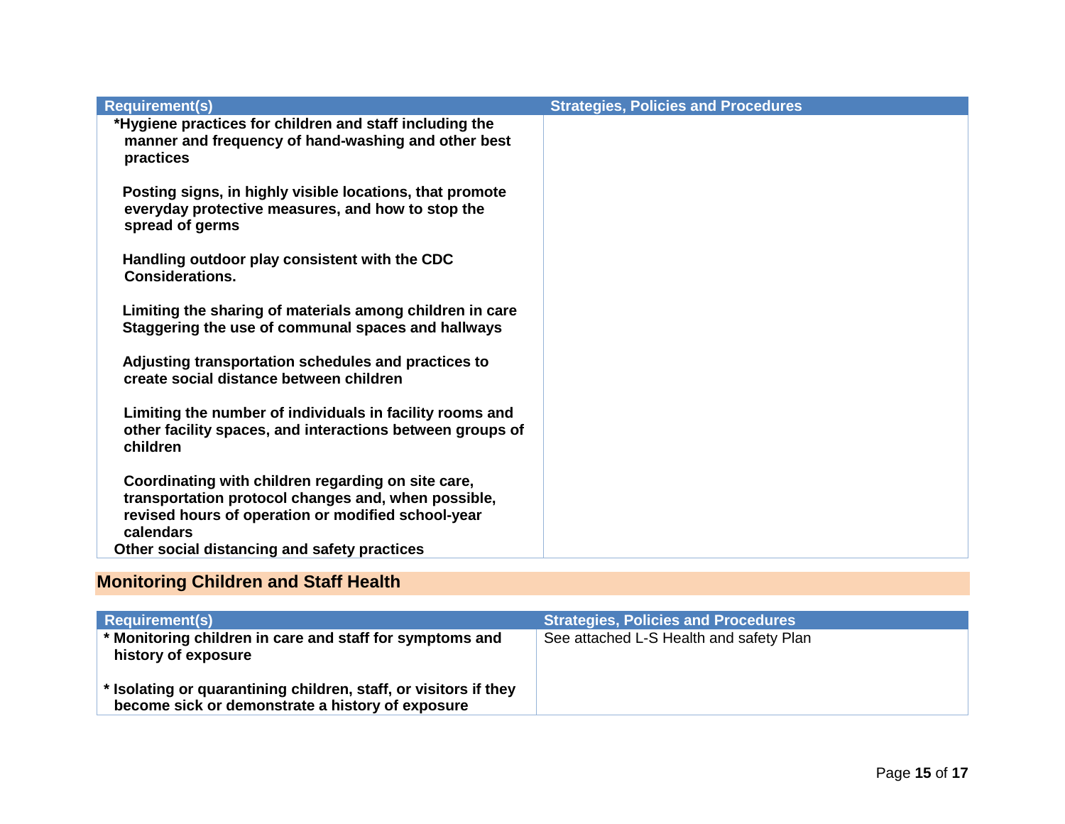| Requirement(s) | Strategies, Policies and Procedures |
| --- | --- |
| **\*Hygiene practices for children and staff including the manner and frequency of hand-washing and other best practices**<br><br>**Posting signs, in highly visible locations, that promote everyday protective measures, and how to stop the spread of germs**<br><br>**Handling outdoor play consistent with the CDC Considerations.**<br><br>**Limiting the sharing of materials among children in care**<br>**Staggering the use of communal spaces and hallways**<br><br>**Adjusting transportation schedules and practices to create social distance between children**<br><br>**Limiting the number of individuals in facility rooms and other facility spaces, and interactions between groups of children**<br><br>**Coordinating with children regarding on site care, transportation protocol changes and, when possible, revised hours of operation or modified school-year calendars**<br>**Other social distancing and safety practices** | |

## Monitoring Children and Staff Health

| Requirement(s) | Strategies, Policies and Procedures |
| --- | --- |
| **\* Monitoring children in care and staff for symptoms and history of exposure**<br><br>**\* Isolating or quarantining children, staff, or visitors if they become sick or demonstrate a history of exposure** | See attached L-S Health and safety Plan |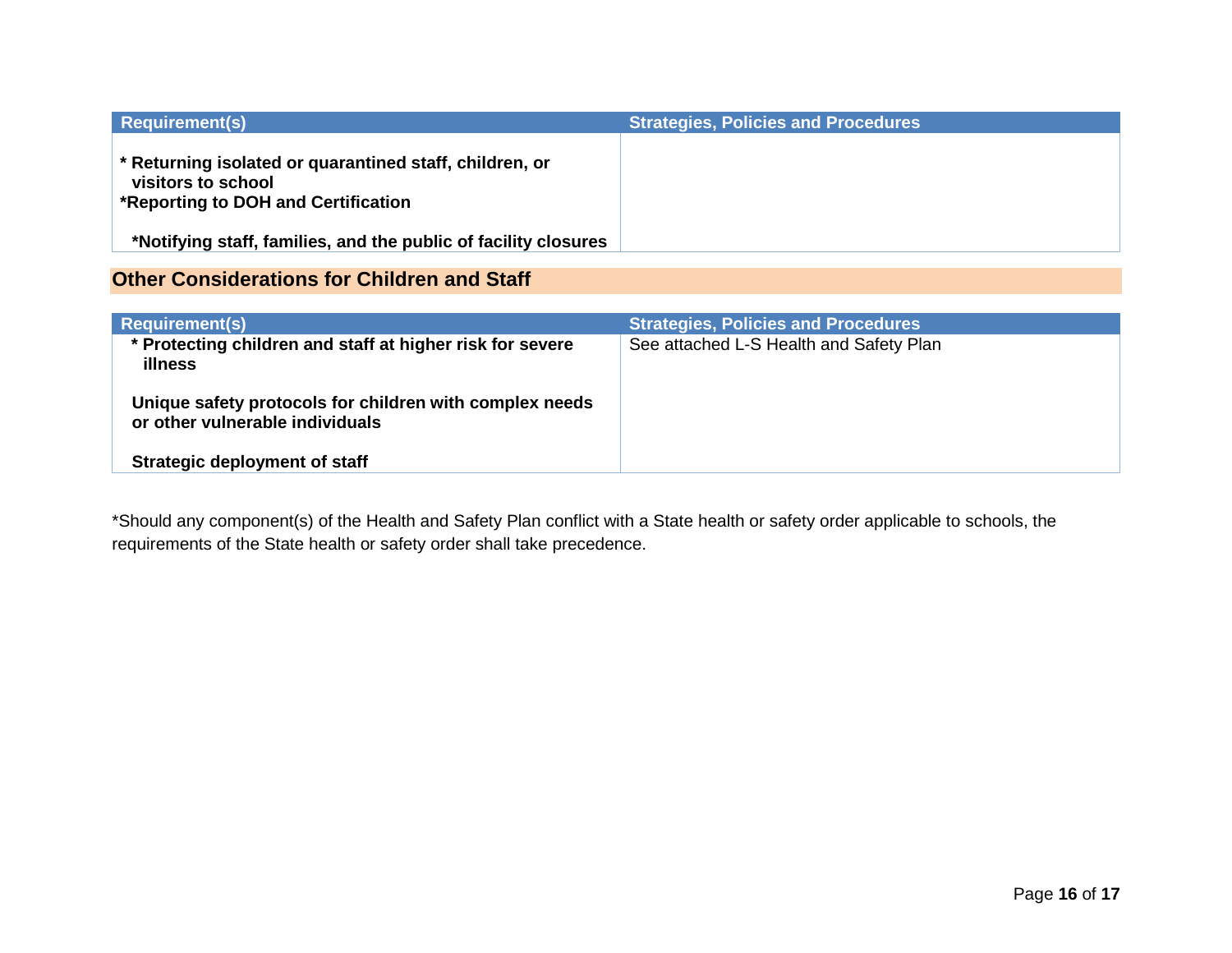| Requirement(s) | Strategies, Policies and Procedures |
|---|---|
| **\* Returning isolated or quarantined staff, children, or visitors to school**<br>**\*Reporting to DOH and Certification**<br><br>**\*Notifying staff, families, and the public of facility closures** | |

## Other Considerations for Children and Staff

| Requirement(s) | Strategies, Policies and Procedures |
|---|---|
| **\* Protecting children and staff at higher risk for severe illness**<br><br>**Unique safety protocols for children with complex needs or other vulnerable individuals**<br><br>**Strategic deployment of staff** | See attached L-S Health and Safety Plan |

*Should any component(s) of the Health and Safety Plan conflict with a State health or safety order applicable to schools, the requirements of the State health or safety order shall take precedence.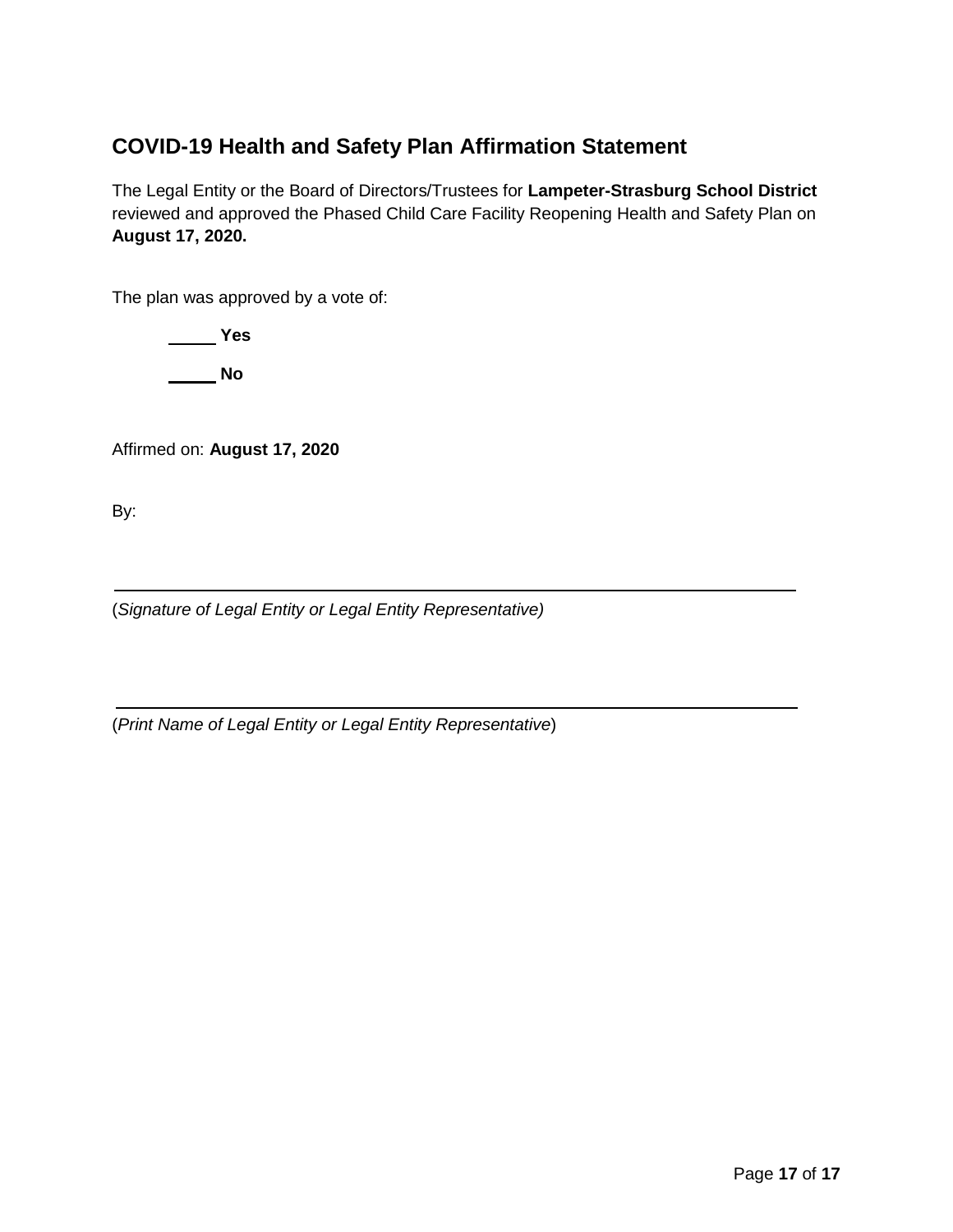## COVID-19 Health and Safety Plan Affirmation Statement

The Legal Entity or the Board of Directors/Trustees for **Lampeter-Strasburg School District** reviewed and approved the Phased Child Care Facility Reopening Health and Safety Plan on **August 17, 2020.**

The plan was approved by a vote of:

_____ **Yes**

_____ **No**

Affirmed on: **August 17, 2020**

By:

______________________________________________________________

(*Signature of Legal Entity or Legal Entity Representative)*

______________________________________________________________

(*Print Name of Legal Entity or Legal Entity Representative*)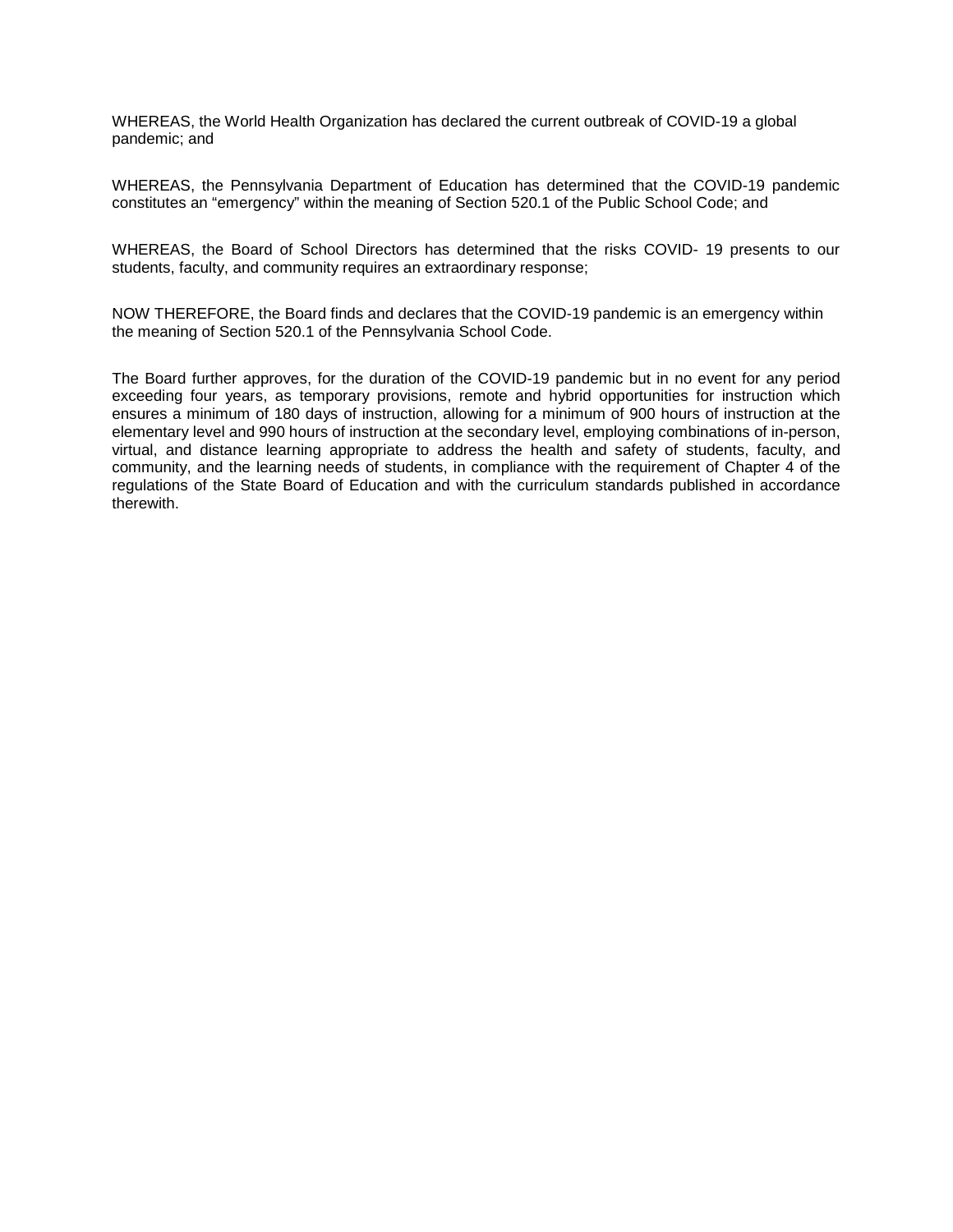WHEREAS, the World Health Organization has declared the current outbreak of COVID-19 a global pandemic; and

WHEREAS, the Pennsylvania Department of Education has determined that the COVID-19 pandemic constitutes an “emergency” within the meaning of Section 520.1 of the Public School Code; and

WHEREAS, the Board of School Directors has determined that the risks COVID- 19 presents to our students, faculty, and community requires an extraordinary response;

NOW THEREFORE, the Board finds and declares that the COVID-19 pandemic is an emergency within the meaning of Section 520.1 of the Pennsylvania School Code.

The Board further approves, for the duration of the COVID-19 pandemic but in no event for any period exceeding four years, as temporary provisions, remote and hybrid opportunities for instruction which ensures a minimum of 180 days of instruction, allowing for a minimum of 900 hours of instruction at the elementary level and 990 hours of instruction at the secondary level, employing combinations of in-person, virtual, and distance learning appropriate to address the health and safety of students, faculty, and community, and the learning needs of students, in compliance with the requirement of Chapter 4 of the regulations of the State Board of Education and with the curriculum standards published in accordance therewith.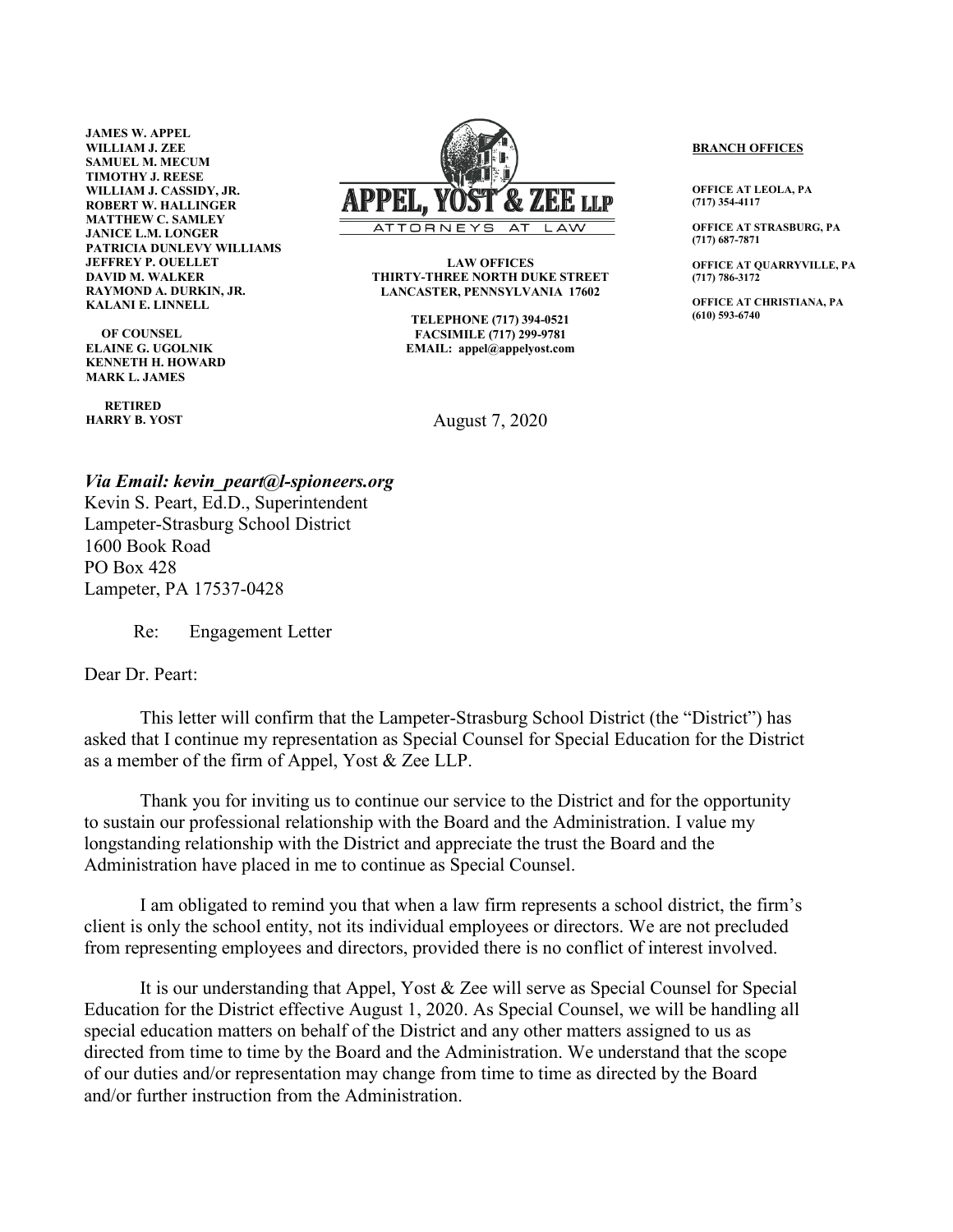JAMES W. APPEL
WILLIAM J. ZEE
SAMUEL M. MECUM
TIMOTHY J. REESE
WILLIAM J. CASSIDY, JR.
ROBERT W. HALLINGER
MATTHEW C. SAMLEY
JANICE L.M. LONGER
PATRICIA DUNLEVY WILLIAMS
JEFFREY P. OUELLET
DAVID M. WALKER
RAYMOND A. DURKIN, JR.
KALANI E. LINNELL

OF COUNSEL
ELAINE G. UGOLNIK
KENNETH H. HOWARD
MARK L. JAMES

RETIRED
HARRY B. YOST

**APPEL, YOST & ZEE LLP**
ATTORNEYS AT LAW

LAW OFFICES
THIRTY-THREE NORTH DUKE STREET
LANCASTER, PENNSYLVANIA 17602

TELEPHONE (717) 394-0521
FACSIMILE (717) 299-9781
EMAIL: appel@appelyost.com

**BRANCH OFFICES**

OFFICE AT LEOLA, PA
(717) 354-4117

OFFICE AT STRASBURG, PA
(717) 687-7871

OFFICE AT QUARRYVILLE, PA
(717) 786-3172

OFFICE AT CHRISTIANA, PA
(610) 593-6740

August 7, 2020

***Via Email: kevin_peart@l-spioneers.org***
Kevin S. Peart, Ed.D., Superintendent
Lampeter-Strasburg School District
1600 Book Road
PO Box 428
Lampeter, PA 17537-0428

Re: Engagement Letter

Dear Dr. Peart:

This letter will confirm that the Lampeter-Strasburg School District (the "District") has asked that I continue my representation as Special Counsel for Special Education for the District as a member of the firm of Appel, Yost & Zee LLP.

Thank you for inviting us to continue our service to the District and for the opportunity to sustain our professional relationship with the Board and the Administration. I value my longstanding relationship with the District and appreciate the trust the Board and the Administration have placed in me to continue as Special Counsel.

I am obligated to remind you that when a law firm represents a school district, the firm's client is only the school entity, not its individual employees or directors. We are not precluded from representing employees and directors, provided there is no conflict of interest involved.

It is our understanding that Appel, Yost & Zee will serve as Special Counsel for Special Education for the District effective August 1, 2020. As Special Counsel, we will be handling all special education matters on behalf of the District and any other matters assigned to us as directed from time to time by the Board and the Administration. We understand that the scope of our duties and/or representation may change from time to time as directed by the Board and/or further instruction from the Administration.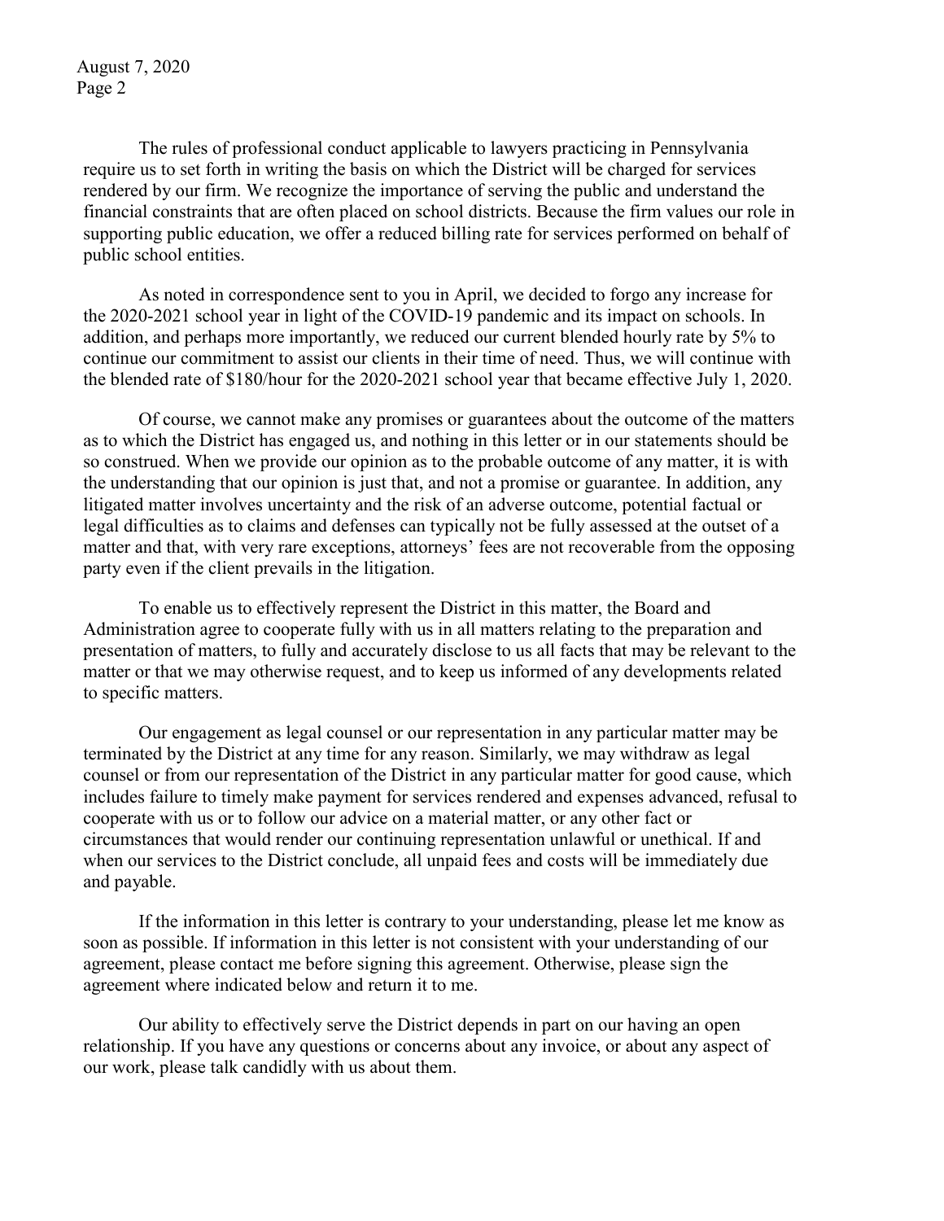The rules of professional conduct applicable to lawyers practicing in Pennsylvania require us to set forth in writing the basis on which the District will be charged for services rendered by our firm. We recognize the importance of serving the public and understand the financial constraints that are often placed on school districts. Because the firm values our role in supporting public education, we offer a reduced billing rate for services performed on behalf of public school entities.

As noted in correspondence sent to you in April, we decided to forgo any increase for the 2020-2021 school year in light of the COVID-19 pandemic and its impact on schools. In addition, and perhaps more importantly, we reduced our current blended hourly rate by 5% to continue our commitment to assist our clients in their time of need. Thus, we will continue with the blended rate of $180/hour for the 2020-2021 school year that became effective July 1, 2020.

Of course, we cannot make any promises or guarantees about the outcome of the matters as to which the District has engaged us, and nothing in this letter or in our statements should be so construed. When we provide our opinion as to the probable outcome of any matter, it is with the understanding that our opinion is just that, and not a promise or guarantee. In addition, any litigated matter involves uncertainty and the risk of an adverse outcome, potential factual or legal difficulties as to claims and defenses can typically not be fully assessed at the outset of a matter and that, with very rare exceptions, attorneys' fees are not recoverable from the opposing party even if the client prevails in the litigation.

To enable us to effectively represent the District in this matter, the Board and Administration agree to cooperate fully with us in all matters relating to the preparation and presentation of matters, to fully and accurately disclose to us all facts that may be relevant to the matter or that we may otherwise request, and to keep us informed of any developments related to specific matters.

Our engagement as legal counsel or our representation in any particular matter may be terminated by the District at any time for any reason. Similarly, we may withdraw as legal counsel or from our representation of the District in any particular matter for good cause, which includes failure to timely make payment for services rendered and expenses advanced, refusal to cooperate with us or to follow our advice on a material matter, or any other fact or circumstances that would render our continuing representation unlawful or unethical. If and when our services to the District conclude, all unpaid fees and costs will be immediately due and payable.

If the information in this letter is contrary to your understanding, please let me know as soon as possible. If information in this letter is not consistent with your understanding of our agreement, please contact me before signing this agreement. Otherwise, please sign the agreement where indicated below and return it to me.

Our ability to effectively serve the District depends in part on our having an open relationship. If you have any questions or concerns about any invoice, or about any aspect of our work, please talk candidly with us about them.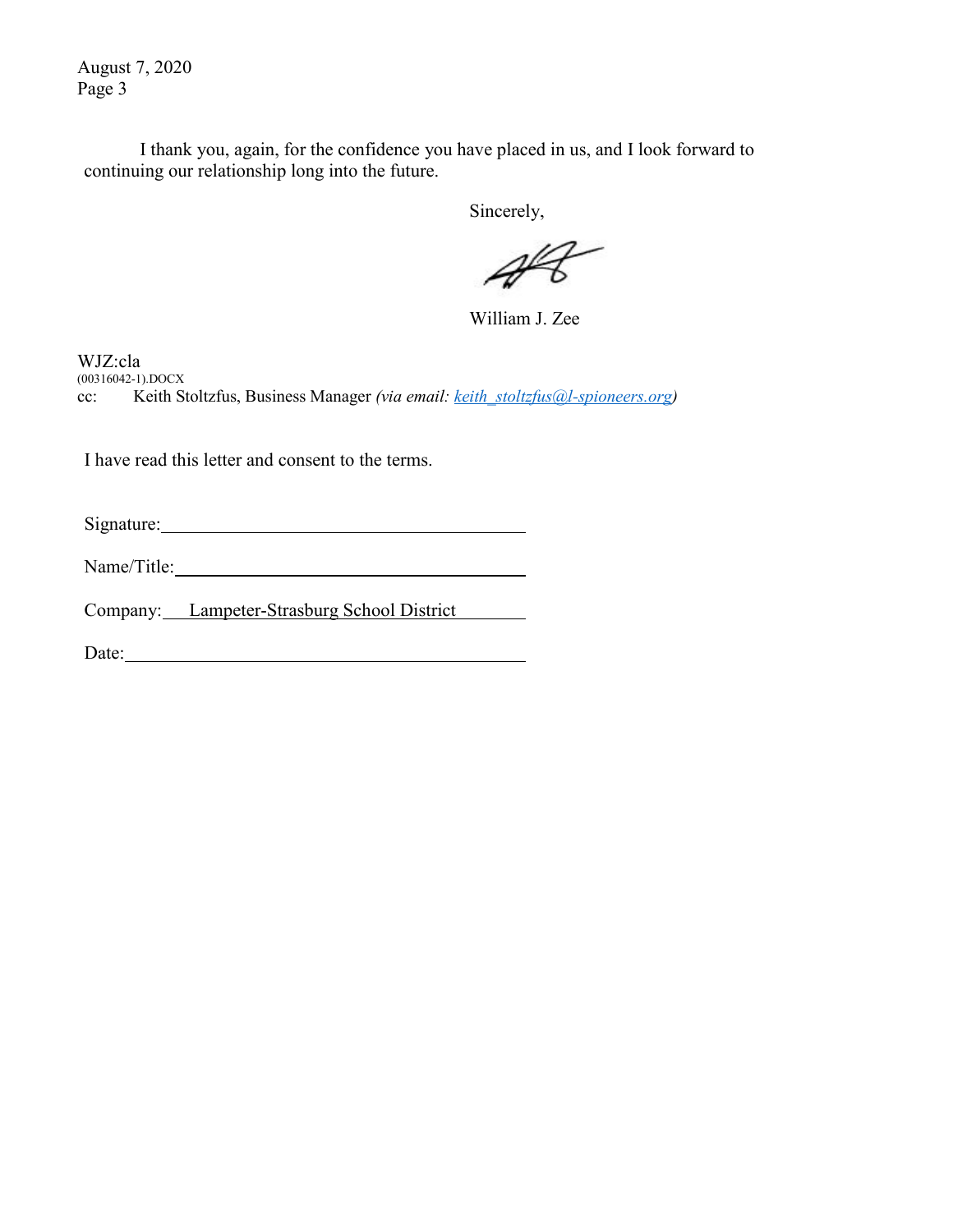I thank you, again, for the confidence you have placed in us, and I look forward to continuing our relationship long into the future.

Sincerely,

William J. Zee

WJZ:cla
(00316042-1).DOCX
cc: Keith Stoltzfus, Business Manager *(via email: keith_stoltzfus@l-spioneers.org)*

I have read this letter and consent to the terms.

Signature: ______________________________

Name/Title: ______________________________

Company: Lampeter-Strasburg School District

Date: ______________________________